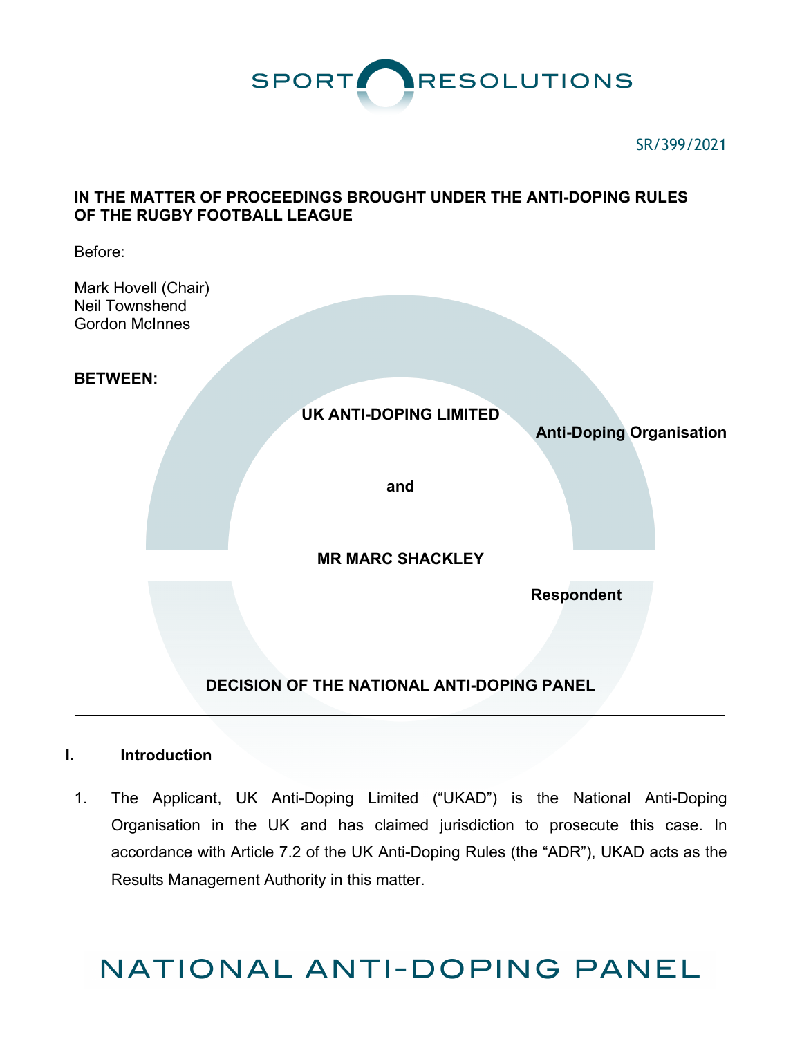SPORT RESOLUTIONS

SR/399/2021

**IN THE MATTER OF PROCEEDINGS BROUGHT UNDER THE ANTI-DOPING RULES OF THE RUGBY FOOTBALL LEAGUE**

Before:

Mark Hovell (Chair)
Neil Townshend
Gordon McInnes

**BETWEEN:**

**UK ANTI-DOPING LIMITED**

**Anti-Doping Organisation**

**and**

**MR MARC SHACKLEY**

**Respondent**

---

**DECISION OF THE NATIONAL ANTI-DOPING PANEL**

---

## I. Introduction

1. The Applicant, UK Anti-Doping Limited ("UKAD") is the National Anti-Doping Organisation in the UK and has claimed jurisdiction to prosecute this case. In accordance with Article 7.2 of the UK Anti-Doping Rules (the "ADR"), UKAD acts as the Results Management Authority in this matter.

NATIONAL ANTI-DOPING PANEL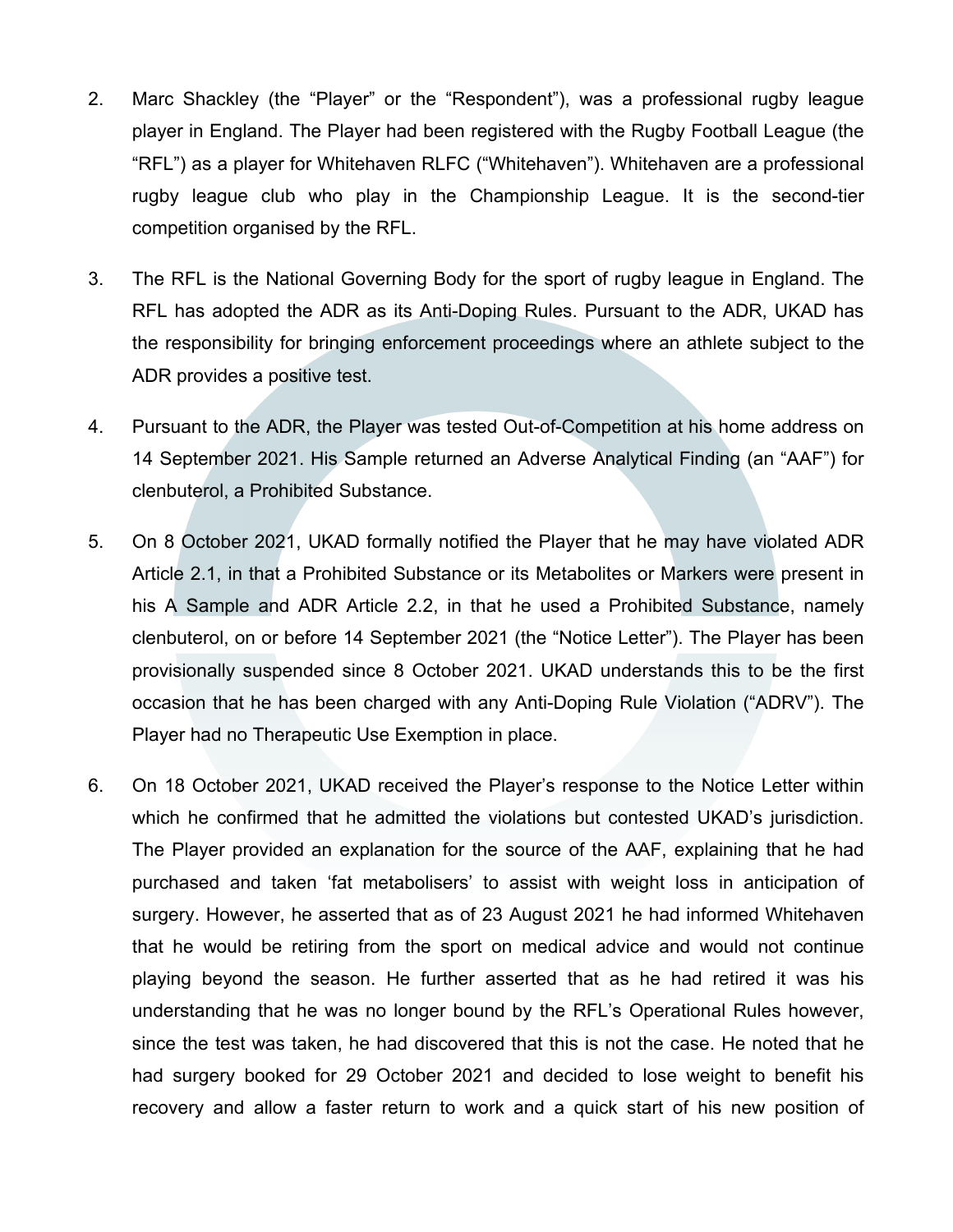2. Marc Shackley (the "Player" or the "Respondent"), was a professional rugby league player in England. The Player had been registered with the Rugby Football League (the "RFL") as a player for Whitehaven RLFC ("Whitehaven"). Whitehaven are a professional rugby league club who play in the Championship League. It is the second-tier competition organised by the RFL.

3. The RFL is the National Governing Body for the sport of rugby league in England. The RFL has adopted the ADR as its Anti-Doping Rules. Pursuant to the ADR, UKAD has the responsibility for bringing enforcement proceedings where an athlete subject to the ADR provides a positive test.

4. Pursuant to the ADR, the Player was tested Out-of-Competition at his home address on 14 September 2021. His Sample returned an Adverse Analytical Finding (an "AAF") for clenbuterol, a Prohibited Substance.

5. On 8 October 2021, UKAD formally notified the Player that he may have violated ADR Article 2.1, in that a Prohibited Substance or its Metabolites or Markers were present in his A Sample and ADR Article 2.2, in that he used a Prohibited Substance, namely clenbuterol, on or before 14 September 2021 (the "Notice Letter"). The Player has been provisionally suspended since 8 October 2021. UKAD understands this to be the first occasion that he has been charged with any Anti-Doping Rule Violation ("ADRV"). The Player had no Therapeutic Use Exemption in place.

6. On 18 October 2021, UKAD received the Player's response to the Notice Letter within which he confirmed that he admitted the violations but contested UKAD's jurisdiction. The Player provided an explanation for the source of the AAF, explaining that he had purchased and taken 'fat metabolisers' to assist with weight loss in anticipation of surgery. However, he asserted that as of 23 August 2021 he had informed Whitehaven that he would be retiring from the sport on medical advice and would not continue playing beyond the season. He further asserted that as he had retired it was his understanding that he was no longer bound by the RFL's Operational Rules however, since the test was taken, he had discovered that this is not the case. He noted that he had surgery booked for 29 October 2021 and decided to lose weight to benefit his recovery and allow a faster return to work and a quick start of his new position of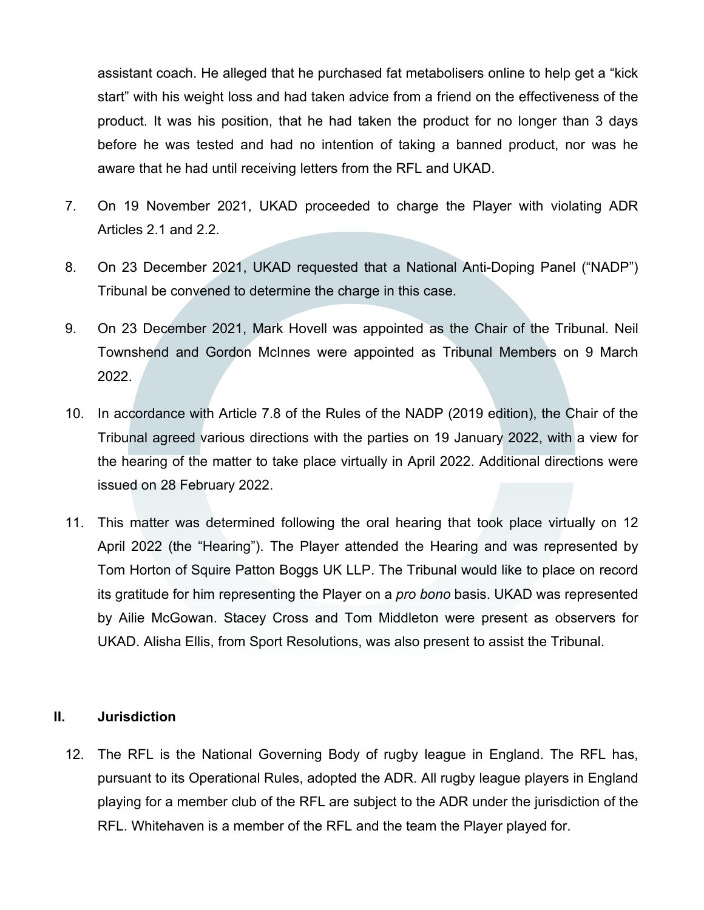assistant coach. He alleged that he purchased fat metabolisers online to help get a "kick start" with his weight loss and had taken advice from a friend on the effectiveness of the product. It was his position, that he had taken the product for no longer than 3 days before he was tested and had no intention of taking a banned product, nor was he aware that he had until receiving letters from the RFL and UKAD.

7. On 19 November 2021, UKAD proceeded to charge the Player with violating ADR Articles 2.1 and 2.2.

8. On 23 December 2021, UKAD requested that a National Anti-Doping Panel ("NADP") Tribunal be convened to determine the charge in this case.

9. On 23 December 2021, Mark Hovell was appointed as the Chair of the Tribunal. Neil Townshend and Gordon McInnes were appointed as Tribunal Members on 9 March 2022.

10. In accordance with Article 7.8 of the Rules of the NADP (2019 edition), the Chair of the Tribunal agreed various directions with the parties on 19 January 2022, with a view for the hearing of the matter to take place virtually in April 2022. Additional directions were issued on 28 February 2022.

11. This matter was determined following the oral hearing that took place virtually on 12 April 2022 (the "Hearing"). The Player attended the Hearing and was represented by Tom Horton of Squire Patton Boggs UK LLP. The Tribunal would like to place on record its gratitude for him representing the Player on a *pro bono* basis. UKAD was represented by Ailie McGowan. Stacey Cross and Tom Middleton were present as observers for UKAD. Alisha Ellis, from Sport Resolutions, was also present to assist the Tribunal.

## II. Jurisdiction

12. The RFL is the National Governing Body of rugby league in England. The RFL has, pursuant to its Operational Rules, adopted the ADR. All rugby league players in England playing for a member club of the RFL are subject to the ADR under the jurisdiction of the RFL. Whitehaven is a member of the RFL and the team the Player played for.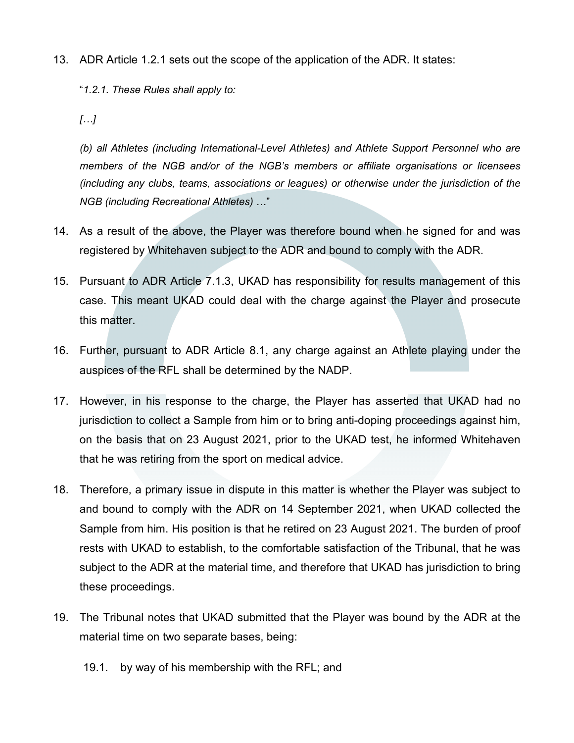13. ADR Article 1.2.1 sets out the scope of the application of the ADR. It states:

    "*1.2.1. These Rules shall apply to:*

    *[…]*

    *(b) all Athletes (including International-Level Athletes) and Athlete Support Personnel who are members of the NGB and/or of the NGB's members or affiliate organisations or licensees (including any clubs, teams, associations or leagues) or otherwise under the jurisdiction of the NGB (including Recreational Athletes)* …"

14. As a result of the above, the Player was therefore bound when he signed for and was registered by Whitehaven subject to the ADR and bound to comply with the ADR.

15. Pursuant to ADR Article 7.1.3, UKAD has responsibility for results management of this case. This meant UKAD could deal with the charge against the Player and prosecute this matter.

16. Further, pursuant to ADR Article 8.1, any charge against an Athlete playing under the auspices of the RFL shall be determined by the NADP.

17. However, in his response to the charge, the Player has asserted that UKAD had no jurisdiction to collect a Sample from him or to bring anti-doping proceedings against him, on the basis that on 23 August 2021, prior to the UKAD test, he informed Whitehaven that he was retiring from the sport on medical advice.

18. Therefore, a primary issue in dispute in this matter is whether the Player was subject to and bound to comply with the ADR on 14 September 2021, when UKAD collected the Sample from him. His position is that he retired on 23 August 2021. The burden of proof rests with UKAD to establish, to the comfortable satisfaction of the Tribunal, that he was subject to the ADR at the material time, and therefore that UKAD has jurisdiction to bring these proceedings.

19. The Tribunal notes that UKAD submitted that the Player was bound by the ADR at the material time on two separate bases, being:

    19.1. by way of his membership with the RFL; and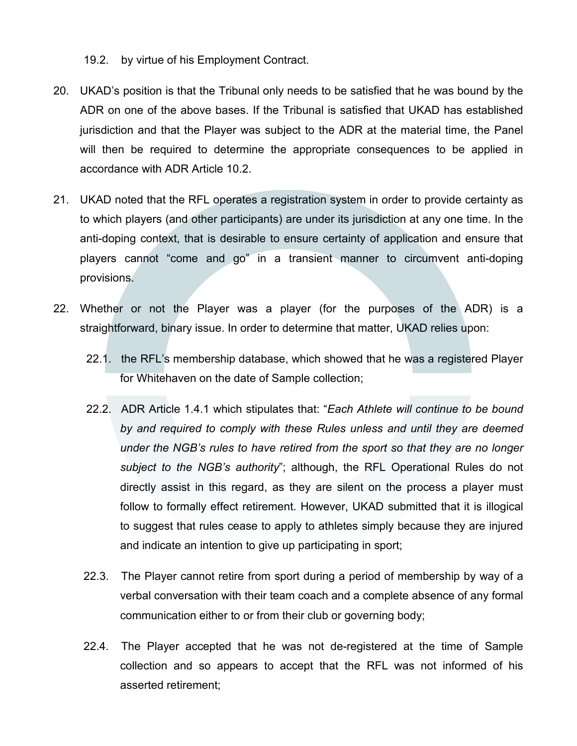19.2. by virtue of his Employment Contract.

20. UKAD's position is that the Tribunal only needs to be satisfied that he was bound by the ADR on one of the above bases. If the Tribunal is satisfied that UKAD has established jurisdiction and that the Player was subject to the ADR at the material time, the Panel will then be required to determine the appropriate consequences to be applied in accordance with ADR Article 10.2.

21. UKAD noted that the RFL operates a registration system in order to provide certainty as to which players (and other participants) are under its jurisdiction at any one time. In the anti-doping context, that is desirable to ensure certainty of application and ensure that players cannot "come and go" in a transient manner to circumvent anti-doping provisions.

22. Whether or not the Player was a player (for the purposes of the ADR) is a straightforward, binary issue. In order to determine that matter, UKAD relies upon:

    22.1. the RFL's membership database, which showed that he was a registered Player for Whitehaven on the date of Sample collection;

    22.2. ADR Article 1.4.1 which stipulates that: "*Each Athlete will continue to be bound by and required to comply with these Rules unless and until they are deemed under the NGB's rules to have retired from the sport so that they are no longer subject to the NGB's authority*"; although, the RFL Operational Rules do not directly assist in this regard, as they are silent on the process a player must follow to formally effect retirement. However, UKAD submitted that it is illogical to suggest that rules cease to apply to athletes simply because they are injured and indicate an intention to give up participating in sport;

    22.3. The Player cannot retire from sport during a period of membership by way of a verbal conversation with their team coach and a complete absence of any formal communication either to or from their club or governing body;

    22.4. The Player accepted that he was not de-registered at the time of Sample collection and so appears to accept that the RFL was not informed of his asserted retirement;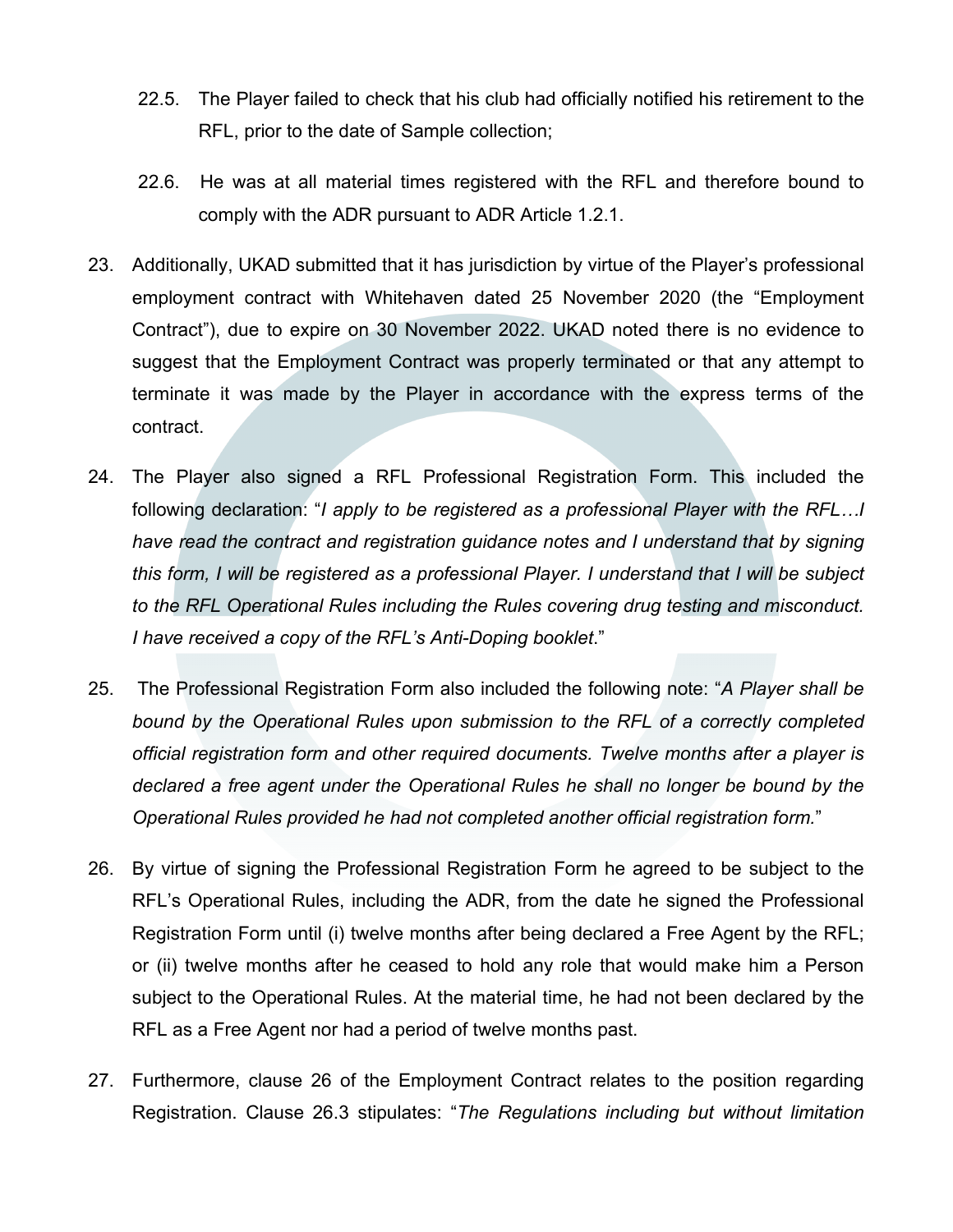22.5. The Player failed to check that his club had officially notified his retirement to the RFL, prior to the date of Sample collection;

22.6. He was at all material times registered with the RFL and therefore bound to comply with the ADR pursuant to ADR Article 1.2.1.

23. Additionally, UKAD submitted that it has jurisdiction by virtue of the Player's professional employment contract with Whitehaven dated 25 November 2020 (the "Employment Contract"), due to expire on 30 November 2022. UKAD noted there is no evidence to suggest that the Employment Contract was properly terminated or that any attempt to terminate it was made by the Player in accordance with the express terms of the contract.

24. The Player also signed a RFL Professional Registration Form. This included the following declaration: "*I apply to be registered as a professional Player with the RFL…I have read the contract and registration guidance notes and I understand that by signing this form, I will be registered as a professional Player. I understand that I will be subject to the RFL Operational Rules including the Rules covering drug testing and misconduct. I have received a copy of the RFL's Anti-Doping booklet*."

25. The Professional Registration Form also included the following note: "*A Player shall be bound by the Operational Rules upon submission to the RFL of a correctly completed official registration form and other required documents. Twelve months after a player is declared a free agent under the Operational Rules he shall no longer be bound by the Operational Rules provided he had not completed another official registration form.*"

26. By virtue of signing the Professional Registration Form he agreed to be subject to the RFL's Operational Rules, including the ADR, from the date he signed the Professional Registration Form until (i) twelve months after being declared a Free Agent by the RFL; or (ii) twelve months after he ceased to hold any role that would make him a Person subject to the Operational Rules. At the material time, he had not been declared by the RFL as a Free Agent nor had a period of twelve months past.

27. Furthermore, clause 26 of the Employment Contract relates to the position regarding Registration. Clause 26.3 stipulates: "*The Regulations including but without limitation*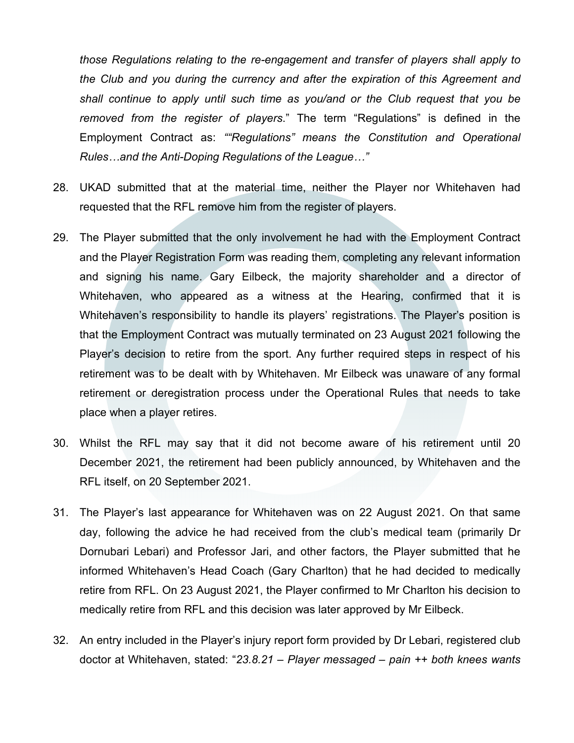*those Regulations relating to the re-engagement and transfer of players shall apply to the Club and you during the currency and after the expiration of this Agreement and shall continue to apply until such time as you/and or the Club request that you be removed from the register of players.*" The term "Regulations" is defined in the Employment Contract as: *""Regulations" means the Constitution and Operational Rules…and the Anti-Doping Regulations of the League…"*

28. UKAD submitted that at the material time, neither the Player nor Whitehaven had requested that the RFL remove him from the register of players.

29. The Player submitted that the only involvement he had with the Employment Contract and the Player Registration Form was reading them, completing any relevant information and signing his name. Gary Eilbeck, the majority shareholder and a director of Whitehaven, who appeared as a witness at the Hearing, confirmed that it is Whitehaven's responsibility to handle its players' registrations. The Player's position is that the Employment Contract was mutually terminated on 23 August 2021 following the Player's decision to retire from the sport. Any further required steps in respect of his retirement was to be dealt with by Whitehaven. Mr Eilbeck was unaware of any formal retirement or deregistration process under the Operational Rules that needs to take place when a player retires.

30. Whilst the RFL may say that it did not become aware of his retirement until 20 December 2021, the retirement had been publicly announced, by Whitehaven and the RFL itself, on 20 September 2021.

31. The Player's last appearance for Whitehaven was on 22 August 2021. On that same day, following the advice he had received from the club's medical team (primarily Dr Dornubari Lebari) and Professor Jari, and other factors, the Player submitted that he informed Whitehaven's Head Coach (Gary Charlton) that he had decided to medically retire from RFL. On 23 August 2021, the Player confirmed to Mr Charlton his decision to medically retire from RFL and this decision was later approved by Mr Eilbeck.

32. An entry included in the Player's injury report form provided by Dr Lebari, registered club doctor at Whitehaven, stated: "*23.8.21 – Player messaged – pain ++ both knees wants*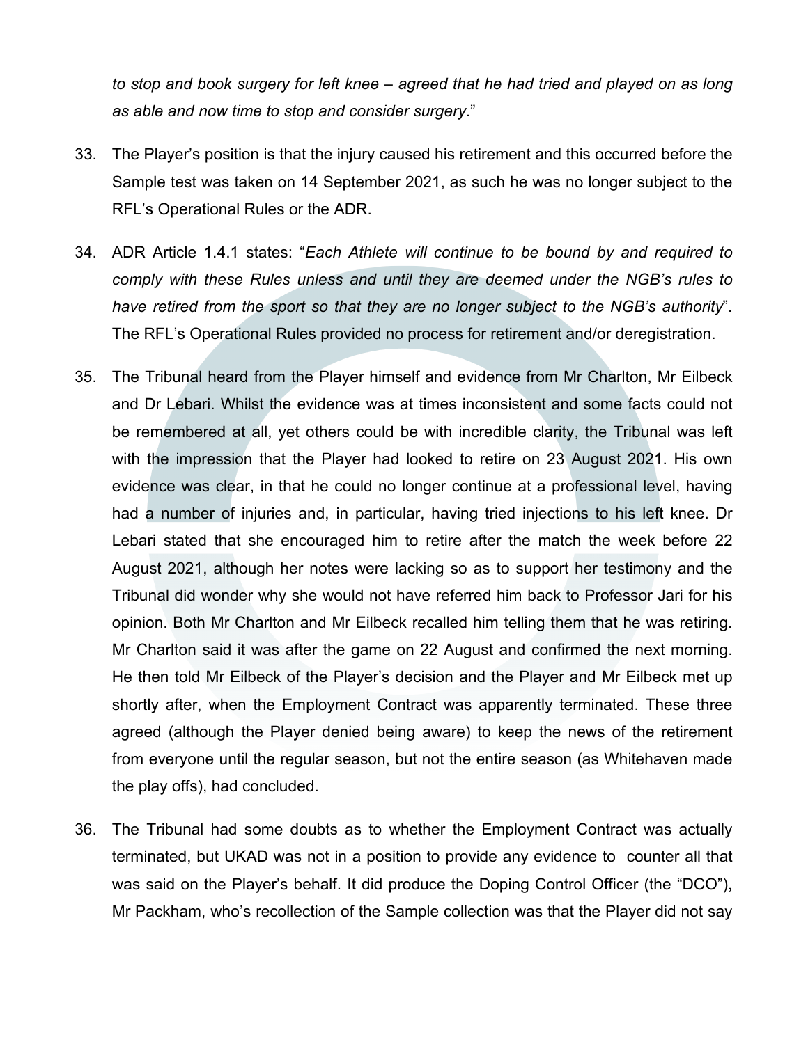*to stop and book surgery for left knee – agreed that he had tried and played on as long as able and now time to stop and consider surgery*."

33. The Player's position is that the injury caused his retirement and this occurred before the Sample test was taken on 14 September 2021, as such he was no longer subject to the RFL's Operational Rules or the ADR.

34. ADR Article 1.4.1 states: "*Each Athlete will continue to be bound by and required to comply with these Rules unless and until they are deemed under the NGB's rules to have retired from the sport so that they are no longer subject to the NGB's authority*". The RFL's Operational Rules provided no process for retirement and/or deregistration.

35. The Tribunal heard from the Player himself and evidence from Mr Charlton, Mr Eilbeck and Dr Lebari. Whilst the evidence was at times inconsistent and some facts could not be remembered at all, yet others could be with incredible clarity, the Tribunal was left with the impression that the Player had looked to retire on 23 August 2021. His own evidence was clear, in that he could no longer continue at a professional level, having had a number of injuries and, in particular, having tried injections to his left knee. Dr Lebari stated that she encouraged him to retire after the match the week before 22 August 2021, although her notes were lacking so as to support her testimony and the Tribunal did wonder why she would not have referred him back to Professor Jari for his opinion. Both Mr Charlton and Mr Eilbeck recalled him telling them that he was retiring. Mr Charlton said it was after the game on 22 August and confirmed the next morning. He then told Mr Eilbeck of the Player's decision and the Player and Mr Eilbeck met up shortly after, when the Employment Contract was apparently terminated. These three agreed (although the Player denied being aware) to keep the news of the retirement from everyone until the regular season, but not the entire season (as Whitehaven made the play offs), had concluded.

36. The Tribunal had some doubts as to whether the Employment Contract was actually terminated, but UKAD was not in a position to provide any evidence to counter all that was said on the Player's behalf. It did produce the Doping Control Officer (the "DCO"), Mr Packham, who's recollection of the Sample collection was that the Player did not say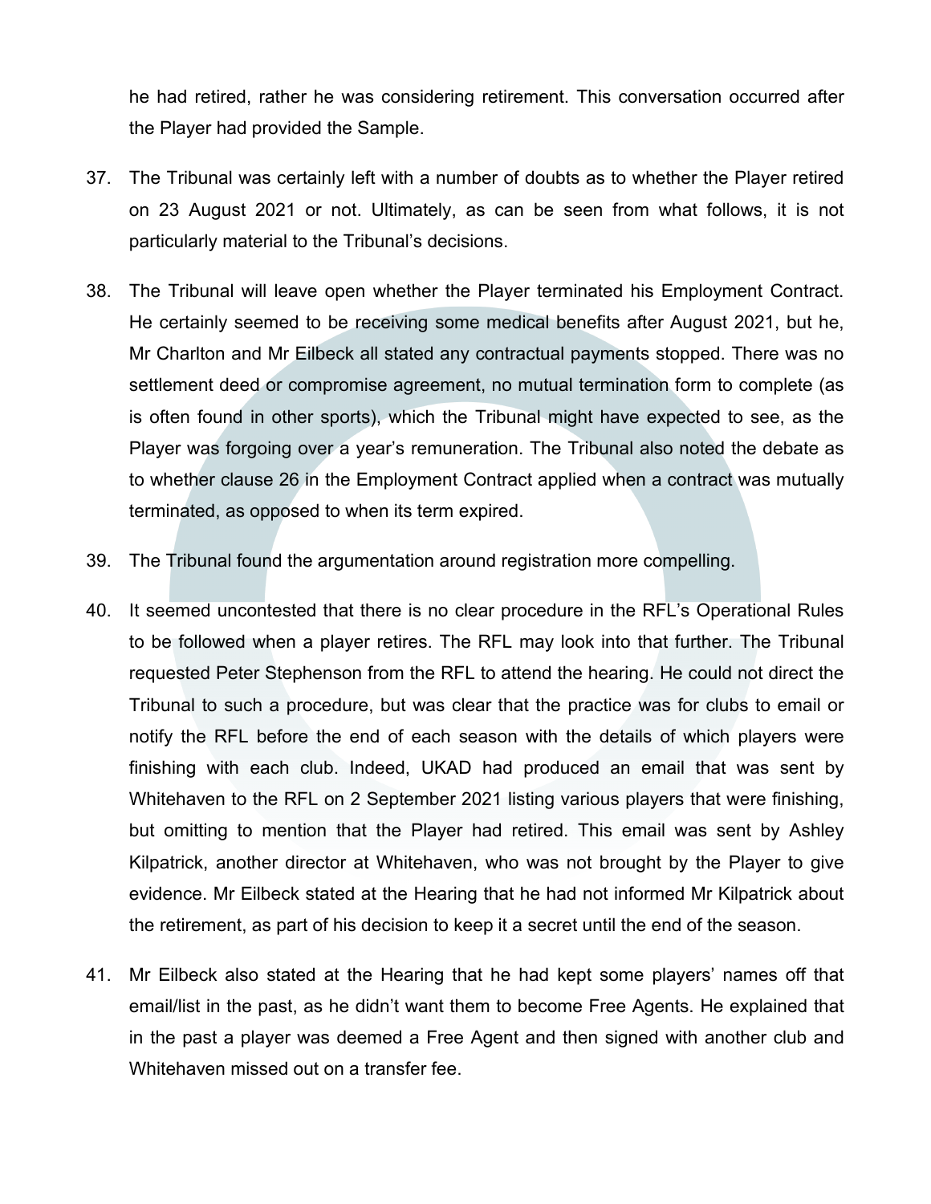he had retired, rather he was considering retirement. This conversation occurred after the Player had provided the Sample.

37. The Tribunal was certainly left with a number of doubts as to whether the Player retired on 23 August 2021 or not. Ultimately, as can be seen from what follows, it is not particularly material to the Tribunal's decisions.

38. The Tribunal will leave open whether the Player terminated his Employment Contract. He certainly seemed to be receiving some medical benefits after August 2021, but he, Mr Charlton and Mr Eilbeck all stated any contractual payments stopped. There was no settlement deed or compromise agreement, no mutual termination form to complete (as is often found in other sports), which the Tribunal might have expected to see, as the Player was forgoing over a year's remuneration. The Tribunal also noted the debate as to whether clause 26 in the Employment Contract applied when a contract was mutually terminated, as opposed to when its term expired.

39. The Tribunal found the argumentation around registration more compelling.

40. It seemed uncontested that there is no clear procedure in the RFL's Operational Rules to be followed when a player retires. The RFL may look into that further. The Tribunal requested Peter Stephenson from the RFL to attend the hearing. He could not direct the Tribunal to such a procedure, but was clear that the practice was for clubs to email or notify the RFL before the end of each season with the details of which players were finishing with each club. Indeed, UKAD had produced an email that was sent by Whitehaven to the RFL on 2 September 2021 listing various players that were finishing, but omitting to mention that the Player had retired. This email was sent by Ashley Kilpatrick, another director at Whitehaven, who was not brought by the Player to give evidence. Mr Eilbeck stated at the Hearing that he had not informed Mr Kilpatrick about the retirement, as part of his decision to keep it a secret until the end of the season.

41. Mr Eilbeck also stated at the Hearing that he had kept some players' names off that email/list in the past, as he didn't want them to become Free Agents. He explained that in the past a player was deemed a Free Agent and then signed with another club and Whitehaven missed out on a transfer fee.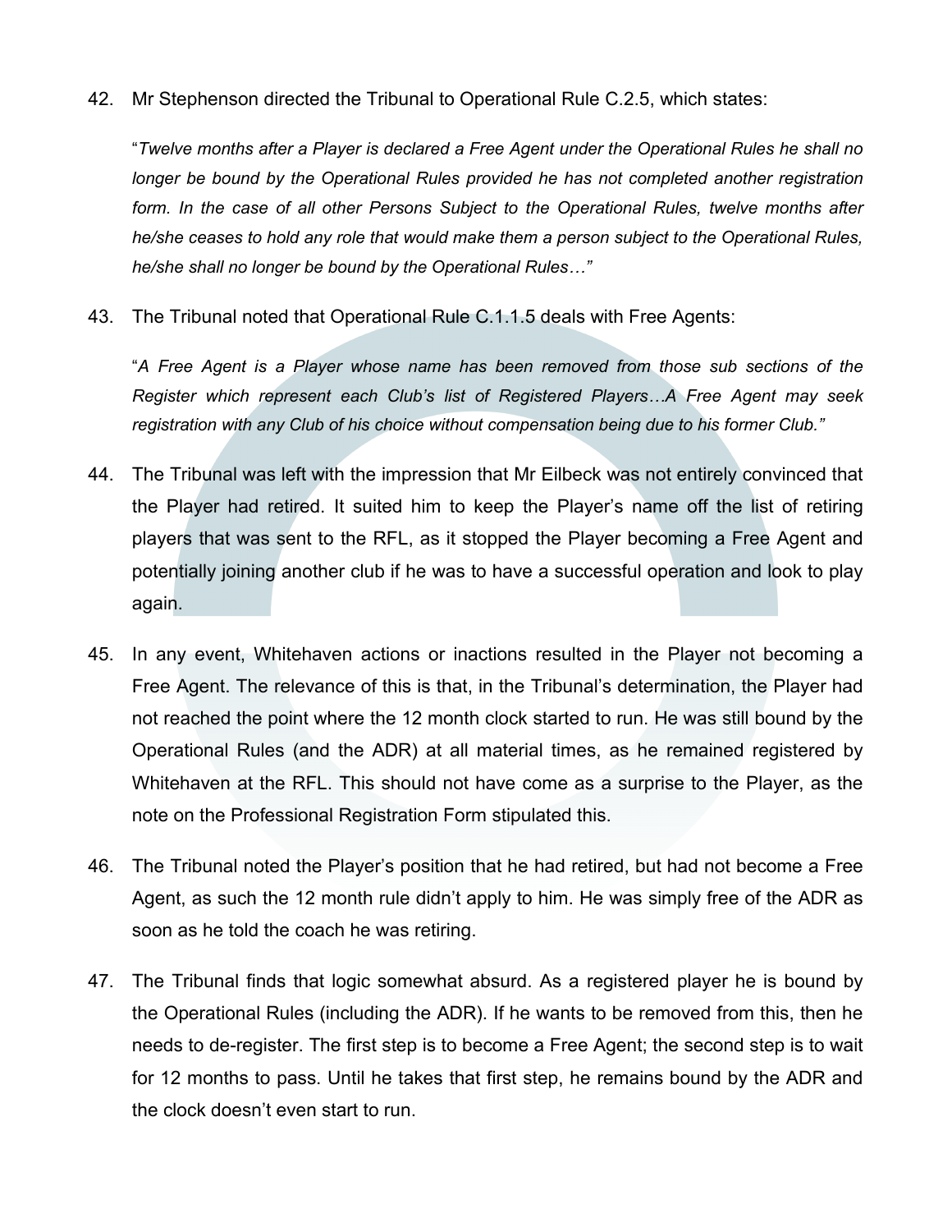42. Mr Stephenson directed the Tribunal to Operational Rule C.2.5, which states:

    "*Twelve months after a Player is declared a Free Agent under the Operational Rules he shall no longer be bound by the Operational Rules provided he has not completed another registration form. In the case of all other Persons Subject to the Operational Rules, twelve months after he/she ceases to hold any role that would make them a person subject to the Operational Rules, he/she shall no longer be bound by the Operational Rules…"*

43. The Tribunal noted that Operational Rule C.1.1.5 deals with Free Agents:

    "*A Free Agent is a Player whose name has been removed from those sub sections of the Register which represent each Club's list of Registered Players…A Free Agent may seek registration with any Club of his choice without compensation being due to his former Club."*

44. The Tribunal was left with the impression that Mr Eilbeck was not entirely convinced that the Player had retired. It suited him to keep the Player's name off the list of retiring players that was sent to the RFL, as it stopped the Player becoming a Free Agent and potentially joining another club if he was to have a successful operation and look to play again.

45. In any event, Whitehaven actions or inactions resulted in the Player not becoming a Free Agent. The relevance of this is that, in the Tribunal's determination, the Player had not reached the point where the 12 month clock started to run. He was still bound by the Operational Rules (and the ADR) at all material times, as he remained registered by Whitehaven at the RFL. This should not have come as a surprise to the Player, as the note on the Professional Registration Form stipulated this.

46. The Tribunal noted the Player's position that he had retired, but had not become a Free Agent, as such the 12 month rule didn't apply to him. He was simply free of the ADR as soon as he told the coach he was retiring.

47. The Tribunal finds that logic somewhat absurd. As a registered player he is bound by the Operational Rules (including the ADR). If he wants to be removed from this, then he needs to de-register. The first step is to become a Free Agent; the second step is to wait for 12 months to pass. Until he takes that first step, he remains bound by the ADR and the clock doesn't even start to run.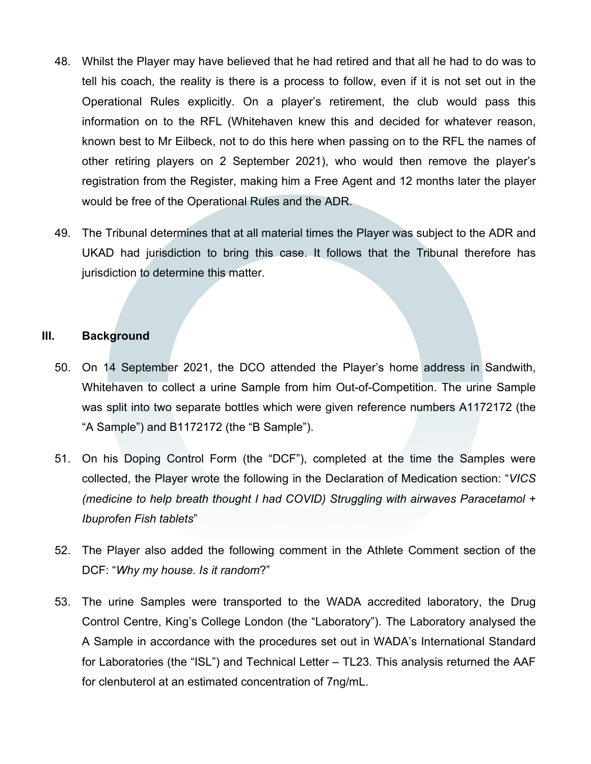48. Whilst the Player may have believed that he had retired and that all he had to do was to tell his coach, the reality is there is a process to follow, even if it is not set out in the Operational Rules explicitly. On a player's retirement, the club would pass this information on to the RFL (Whitehaven knew this and decided for whatever reason, known best to Mr Eilbeck, not to do this here when passing on to the RFL the names of other retiring players on 2 September 2021), who would then remove the player's registration from the Register, making him a Free Agent and 12 months later the player would be free of the Operational Rules and the ADR.

49. The Tribunal determines that at all material times the Player was subject to the ADR and UKAD had jurisdiction to bring this case. It follows that the Tribunal therefore has jurisdiction to determine this matter.

## III. Background

50. On 14 September 2021, the DCO attended the Player's home address in Sandwith, Whitehaven to collect a urine Sample from him Out-of-Competition. The urine Sample was split into two separate bottles which were given reference numbers A1172172 (the "A Sample") and B1172172 (the "B Sample").

51. On his Doping Control Form (the "DCF"), completed at the time the Samples were collected, the Player wrote the following in the Declaration of Medication section: "*VICS (medicine to help breath thought I had COVID) Struggling with airwaves Paracetamol + Ibuprofen Fish tablets*"

52. The Player also added the following comment in the Athlete Comment section of the DCF: "*Why my house. Is it random*?"

53. The urine Samples were transported to the WADA accredited laboratory, the Drug Control Centre, King's College London (the "Laboratory"). The Laboratory analysed the A Sample in accordance with the procedures set out in WADA's International Standard for Laboratories (the "ISL") and Technical Letter – TL23. This analysis returned the AAF for clenbuterol at an estimated concentration of 7ng/mL.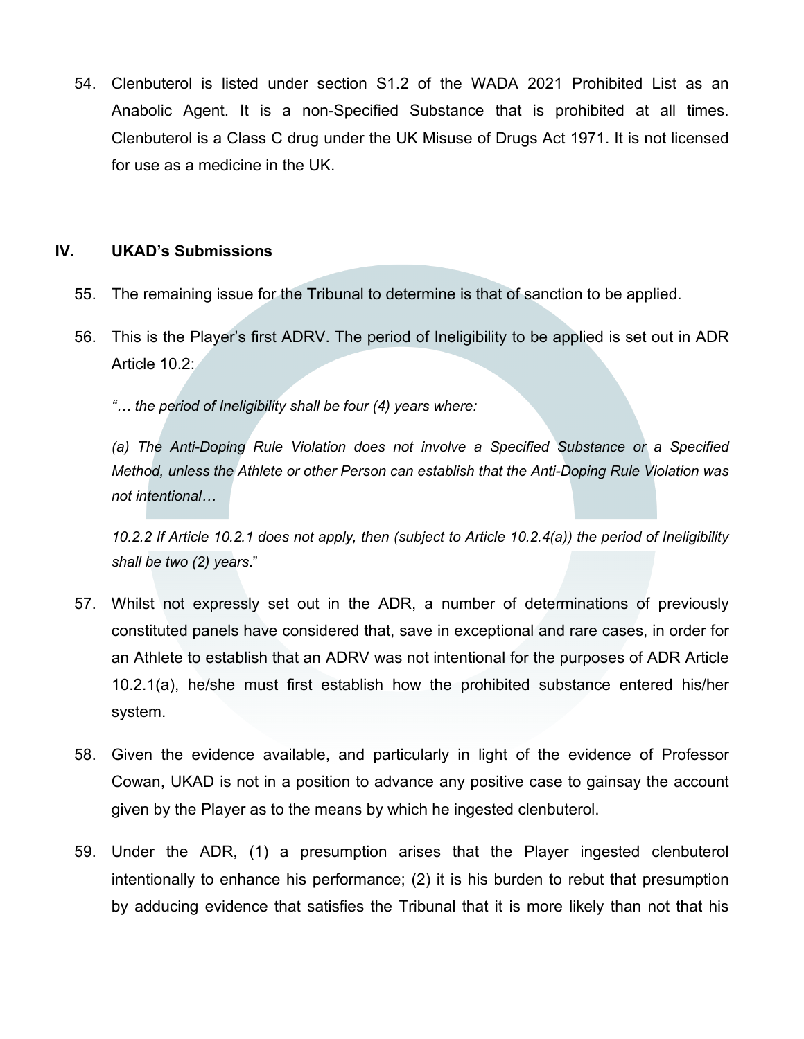54. Clenbuterol is listed under section S1.2 of the WADA 2021 Prohibited List as an Anabolic Agent. It is a non-Specified Substance that is prohibited at all times. Clenbuterol is a Class C drug under the UK Misuse of Drugs Act 1971. It is not licensed for use as a medicine in the UK.

## IV. UKAD's Submissions

55. The remaining issue for the Tribunal to determine is that of sanction to be applied.

56. This is the Player's first ADRV. The period of Ineligibility to be applied is set out in ADR Article 10.2:

*"… the period of Ineligibility shall be four (4) years where:*

*(a) The Anti-Doping Rule Violation does not involve a Specified Substance or a Specified Method, unless the Athlete or other Person can establish that the Anti-Doping Rule Violation was not intentional…*

*10.2.2 If Article 10.2.1 does not apply, then (subject to Article 10.2.4(a)) the period of Ineligibility shall be two (2) years*."

57. Whilst not expressly set out in the ADR, a number of determinations of previously constituted panels have considered that, save in exceptional and rare cases, in order for an Athlete to establish that an ADRV was not intentional for the purposes of ADR Article 10.2.1(a), he/she must first establish how the prohibited substance entered his/her system.

58. Given the evidence available, and particularly in light of the evidence of Professor Cowan, UKAD is not in a position to advance any positive case to gainsay the account given by the Player as to the means by which he ingested clenbuterol.

59. Under the ADR, (1) a presumption arises that the Player ingested clenbuterol intentionally to enhance his performance; (2) it is his burden to rebut that presumption by adducing evidence that satisfies the Tribunal that it is more likely than not that his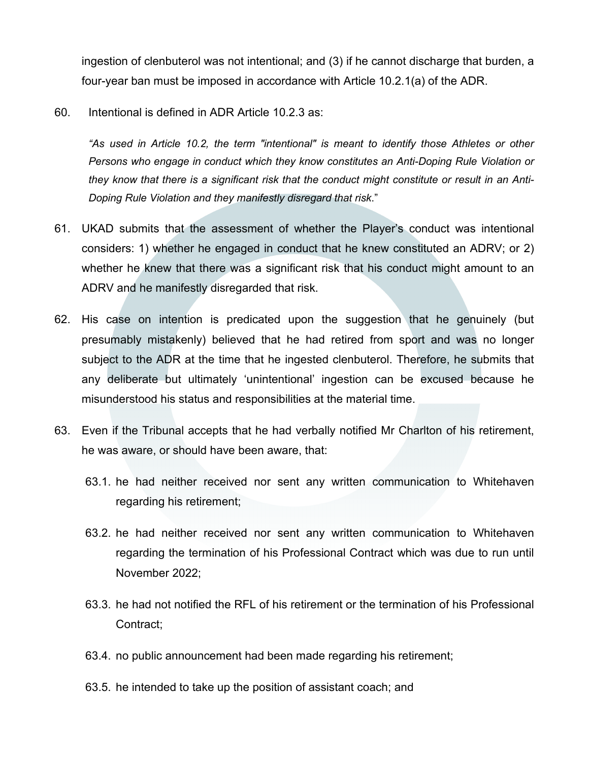ingestion of clenbuterol was not intentional; and (3) if he cannot discharge that burden, a four-year ban must be imposed in accordance with Article 10.2.1(a) of the ADR.

60. Intentional is defined in ADR Article 10.2.3 as:

> *"As used in Article 10.2, the term "intentional" is meant to identify those Athletes or other Persons who engage in conduct which they know constitutes an Anti-Doping Rule Violation or they know that there is a significant risk that the conduct might constitute or result in an Anti-Doping Rule Violation and they manifestly disregard that risk."*

61. UKAD submits that the assessment of whether the Player's conduct was intentional considers: 1) whether he engaged in conduct that he knew constituted an ADRV; or 2) whether he knew that there was a significant risk that his conduct might amount to an ADRV and he manifestly disregarded that risk.

62. His case on intention is predicated upon the suggestion that he genuinely (but presumably mistakenly) believed that he had retired from sport and was no longer subject to the ADR at the time that he ingested clenbuterol. Therefore, he submits that any deliberate but ultimately 'unintentional' ingestion can be excused because he misunderstood his status and responsibilities at the material time.

63. Even if the Tribunal accepts that he had verbally notified Mr Charlton of his retirement, he was aware, or should have been aware, that:

    63.1. he had neither received nor sent any written communication to Whitehaven regarding his retirement;

    63.2. he had neither received nor sent any written communication to Whitehaven regarding the termination of his Professional Contract which was due to run until November 2022;

    63.3. he had not notified the RFL of his retirement or the termination of his Professional Contract;

    63.4. no public announcement had been made regarding his retirement;

    63.5. he intended to take up the position of assistant coach; and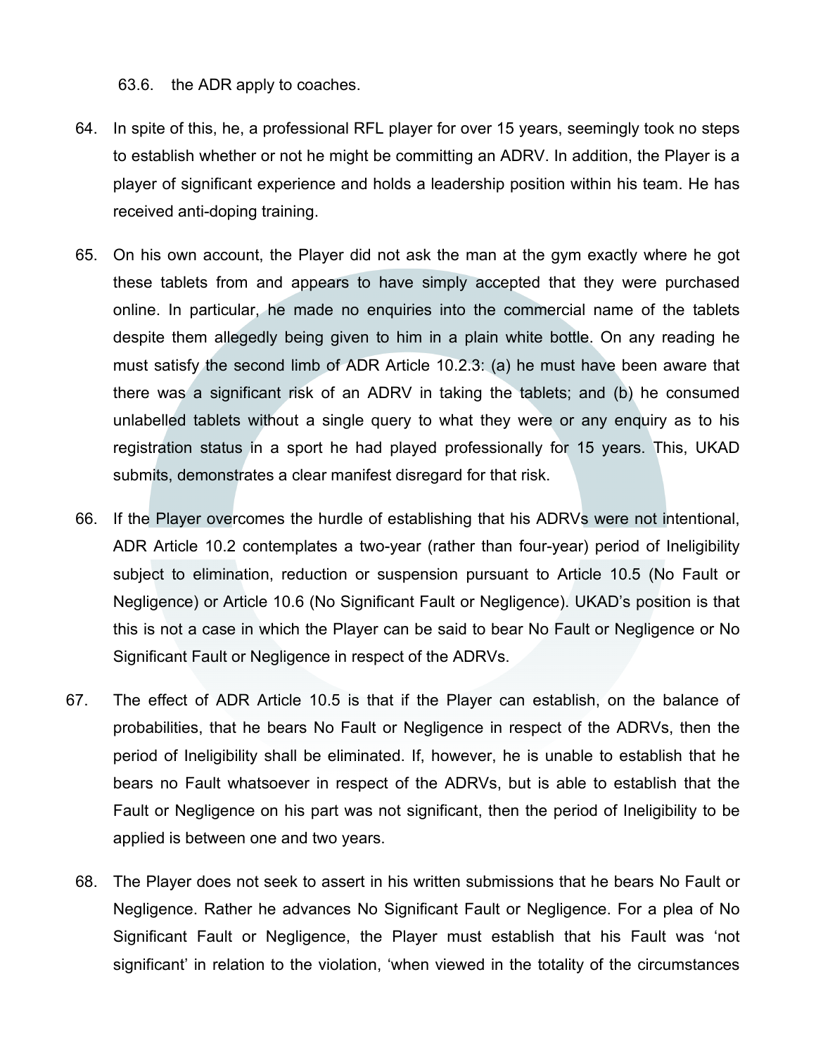63.6. the ADR apply to coaches.

64. In spite of this, he, a professional RFL player for over 15 years, seemingly took no steps to establish whether or not he might be committing an ADRV. In addition, the Player is a player of significant experience and holds a leadership position within his team. He has received anti-doping training.

65. On his own account, the Player did not ask the man at the gym exactly where he got these tablets from and appears to have simply accepted that they were purchased online. In particular, he made no enquiries into the commercial name of the tablets despite them allegedly being given to him in a plain white bottle. On any reading he must satisfy the second limb of ADR Article 10.2.3: (a) he must have been aware that there was a significant risk of an ADRV in taking the tablets; and (b) he consumed unlabelled tablets without a single query to what they were or any enquiry as to his registration status in a sport he had played professionally for 15 years. This, UKAD submits, demonstrates a clear manifest disregard for that risk.

66. If the Player overcomes the hurdle of establishing that his ADRVs were not intentional, ADR Article 10.2 contemplates a two-year (rather than four-year) period of Ineligibility subject to elimination, reduction or suspension pursuant to Article 10.5 (No Fault or Negligence) or Article 10.6 (No Significant Fault or Negligence). UKAD's position is that this is not a case in which the Player can be said to bear No Fault or Negligence or No Significant Fault or Negligence in respect of the ADRVs.

67. The effect of ADR Article 10.5 is that if the Player can establish, on the balance of probabilities, that he bears No Fault or Negligence in respect of the ADRVs, then the period of Ineligibility shall be eliminated. If, however, he is unable to establish that he bears no Fault whatsoever in respect of the ADRVs, but is able to establish that the Fault or Negligence on his part was not significant, then the period of Ineligibility to be applied is between one and two years.

68. The Player does not seek to assert in his written submissions that he bears No Fault or Negligence. Rather he advances No Significant Fault or Negligence. For a plea of No Significant Fault or Negligence, the Player must establish that his Fault was 'not significant' in relation to the violation, 'when viewed in the totality of the circumstances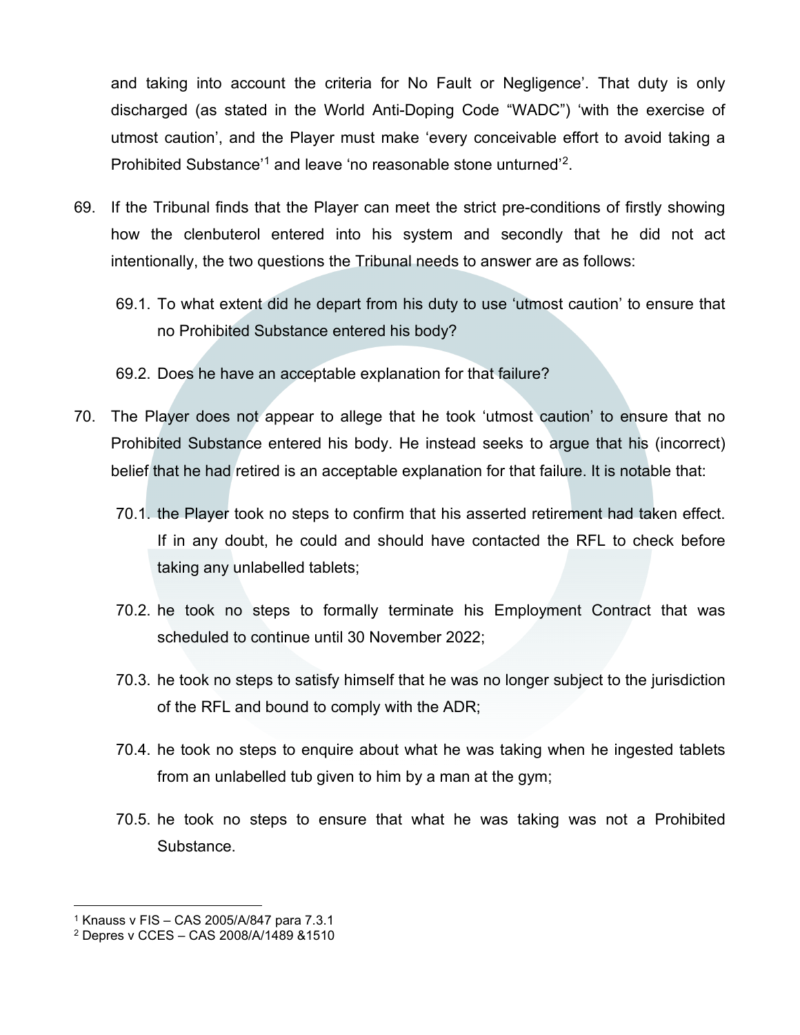and taking into account the criteria for No Fault or Negligence'. That duty is only discharged (as stated in the World Anti-Doping Code "WADC") 'with the exercise of utmost caution', and the Player must make 'every conceivable effort to avoid taking a Prohibited Substance'[1] and leave 'no reasonable stone unturned'[2].

69. If the Tribunal finds that the Player can meet the strict pre-conditions of firstly showing how the clenbuterol entered into his system and secondly that he did not act intentionally, the two questions the Tribunal needs to answer are as follows:

    69.1. To what extent did he depart from his duty to use 'utmost caution' to ensure that no Prohibited Substance entered his body?

    69.2. Does he have an acceptable explanation for that failure?

70. The Player does not appear to allege that he took 'utmost caution' to ensure that no Prohibited Substance entered his body. He instead seeks to argue that his (incorrect) belief that he had retired is an acceptable explanation for that failure. It is notable that:

    70.1. the Player took no steps to confirm that his asserted retirement had taken effect. If in any doubt, he could and should have contacted the RFL to check before taking any unlabelled tablets;

    70.2. he took no steps to formally terminate his Employment Contract that was scheduled to continue until 30 November 2022;

    70.3. he took no steps to satisfy himself that he was no longer subject to the jurisdiction of the RFL and bound to comply with the ADR;

    70.4. he took no steps to enquire about what he was taking when he ingested tablets from an unlabelled tub given to him by a man at the gym;

    70.5. he took no steps to ensure that what he was taking was not a Prohibited Substance.

---

[1] Knauss v FIS – CAS 2005/A/847 para 7.3.1

[2] Depres v CCES – CAS 2008/A/1489 &1510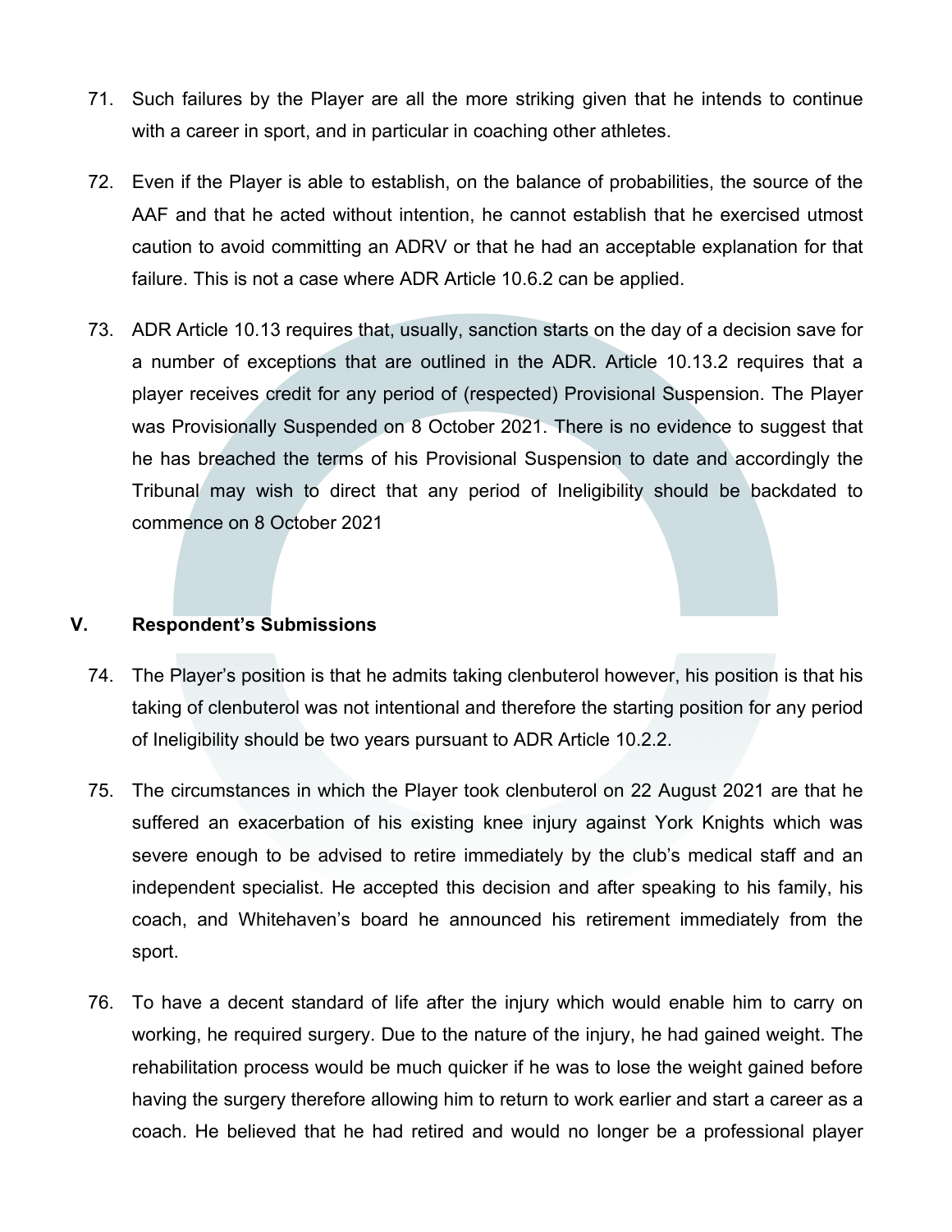71. Such failures by the Player are all the more striking given that he intends to continue with a career in sport, and in particular in coaching other athletes.

72. Even if the Player is able to establish, on the balance of probabilities, the source of the AAF and that he acted without intention, he cannot establish that he exercised utmost caution to avoid committing an ADRV or that he had an acceptable explanation for that failure. This is not a case where ADR Article 10.6.2 can be applied.

73. ADR Article 10.13 requires that, usually, sanction starts on the day of a decision save for a number of exceptions that are outlined in the ADR. Article 10.13.2 requires that a player receives credit for any period of (respected) Provisional Suspension. The Player was Provisionally Suspended on 8 October 2021. There is no evidence to suggest that he has breached the terms of his Provisional Suspension to date and accordingly the Tribunal may wish to direct that any period of Ineligibility should be backdated to commence on 8 October 2021

## V. Respondent's Submissions

74. The Player's position is that he admits taking clenbuterol however, his position is that his taking of clenbuterol was not intentional and therefore the starting position for any period of Ineligibility should be two years pursuant to ADR Article 10.2.2.

75. The circumstances in which the Player took clenbuterol on 22 August 2021 are that he suffered an exacerbation of his existing knee injury against York Knights which was severe enough to be advised to retire immediately by the club's medical staff and an independent specialist. He accepted this decision and after speaking to his family, his coach, and Whitehaven's board he announced his retirement immediately from the sport.

76. To have a decent standard of life after the injury which would enable him to carry on working, he required surgery. Due to the nature of the injury, he had gained weight. The rehabilitation process would be much quicker if he was to lose the weight gained before having the surgery therefore allowing him to return to work earlier and start a career as a coach. He believed that he had retired and would no longer be a professional player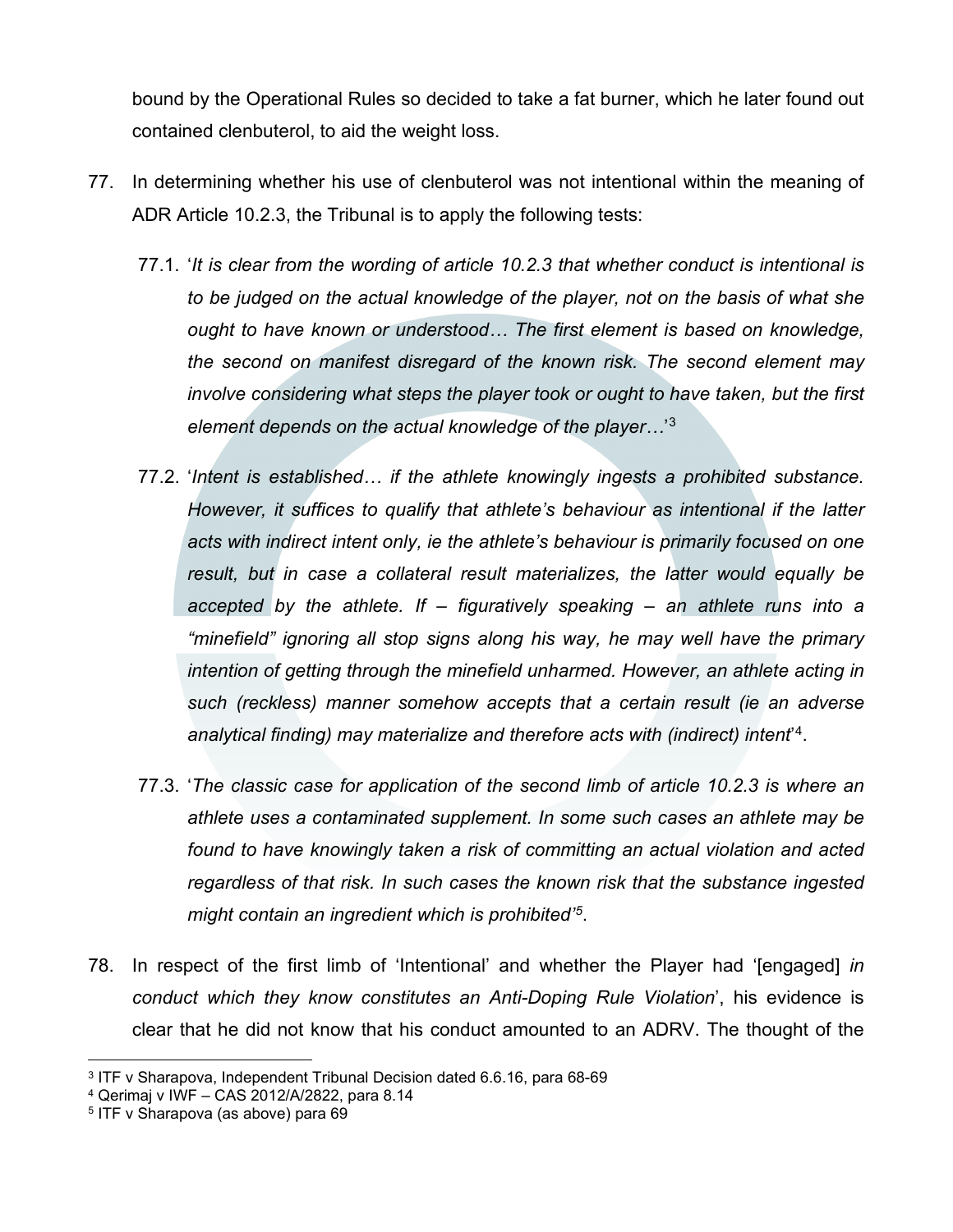bound by the Operational Rules so decided to take a fat burner, which he later found out contained clenbuterol, to aid the weight loss.

77. In determining whether his use of clenbuterol was not intentional within the meaning of ADR Article 10.2.3, the Tribunal is to apply the following tests:

    77.1. '*It is clear from the wording of article 10.2.3 that whether conduct is intentional is to be judged on the actual knowledge of the player, not on the basis of what she ought to have known or understood… The first element is based on knowledge, the second on manifest disregard of the known risk. The second element may involve considering what steps the player took or ought to have taken, but the first element depends on the actual knowledge of the player…*'[3]

    77.2. '*Intent is established… if the athlete knowingly ingests a prohibited substance. However, it suffices to qualify that athlete's behaviour as intentional if the latter acts with indirect intent only, ie the athlete's behaviour is primarily focused on one result, but in case a collateral result materializes, the latter would equally be accepted by the athlete. If – figuratively speaking – an athlete runs into a "minefield" ignoring all stop signs along his way, he may well have the primary intention of getting through the minefield unharmed. However, an athlete acting in such (reckless) manner somehow accepts that a certain result (ie an adverse analytical finding) may materialize and therefore acts with (indirect) intent*'[4].

    77.3. '*The classic case for application of the second limb of article 10.2.3 is where an athlete uses a contaminated supplement. In some such cases an athlete may be found to have knowingly taken a risk of committing an actual violation and acted regardless of that risk. In such cases the known risk that the substance ingested might contain an ingredient which is prohibited'*[5].

78. In respect of the first limb of 'Intentional' and whether the Player had '[engaged] *in conduct which they know constitutes an Anti-Doping Rule Violation*', his evidence is clear that he did not know that his conduct amounted to an ADRV. The thought of the

---

[3] ITF v Sharapova, Independent Tribunal Decision dated 6.6.16, para 68-69

[4] Qerimaj v IWF – CAS 2012/A/2822, para 8.14

[5] ITF v Sharapova (as above) para 69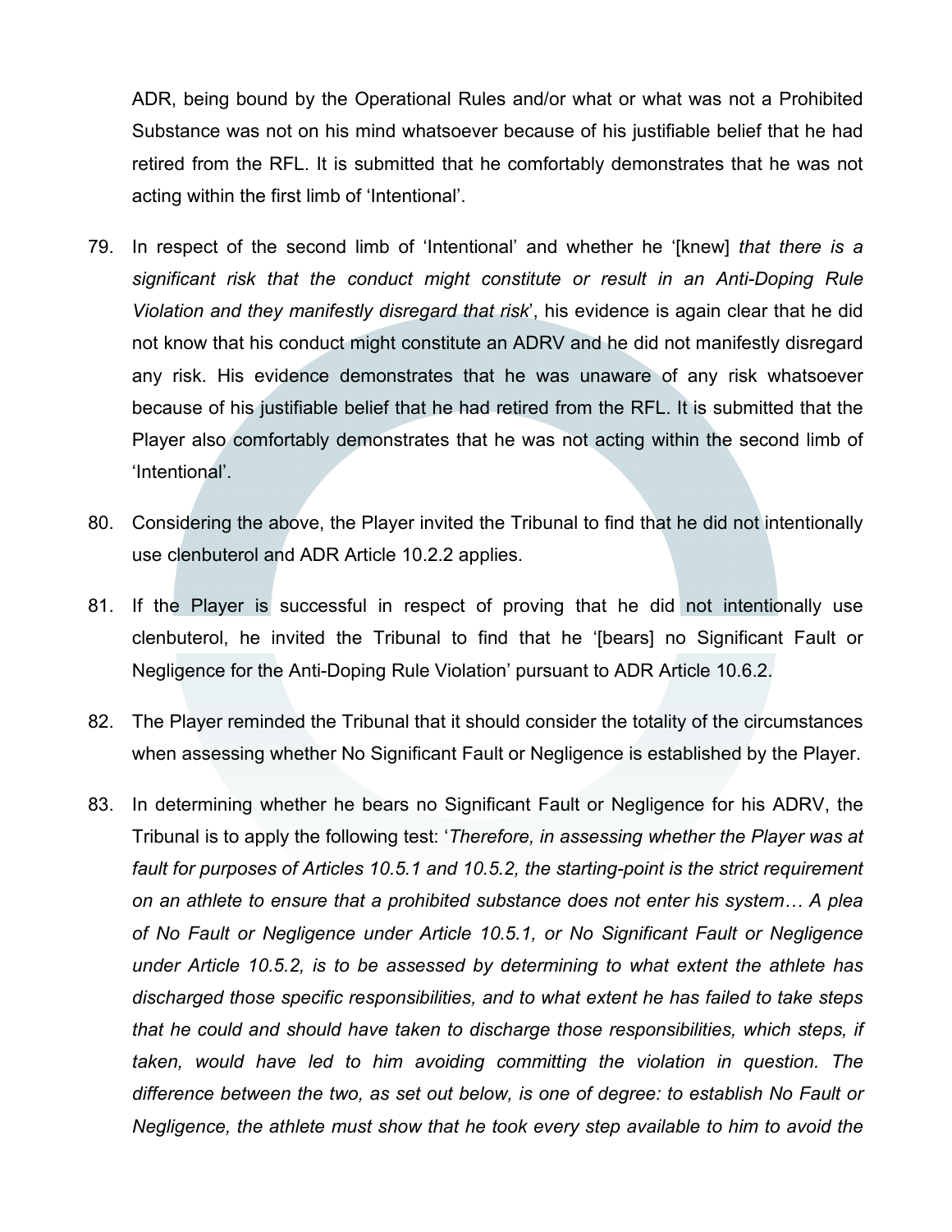ADR, being bound by the Operational Rules and/or what or what was not a Prohibited Substance was not on his mind whatsoever because of his justifiable belief that he had retired from the RFL. It is submitted that he comfortably demonstrates that he was not acting within the first limb of 'Intentional'.

79. In respect of the second limb of 'Intentional' and whether he '[knew] *that there is a significant risk that the conduct might constitute or result in an Anti-Doping Rule Violation and they manifestly disregard that risk*', his evidence is again clear that he did not know that his conduct might constitute an ADRV and he did not manifestly disregard any risk. His evidence demonstrates that he was unaware of any risk whatsoever because of his justifiable belief that he had retired from the RFL. It is submitted that the Player also comfortably demonstrates that he was not acting within the second limb of 'Intentional'.

80. Considering the above, the Player invited the Tribunal to find that he did not intentionally use clenbuterol and ADR Article 10.2.2 applies.

81. If the Player is successful in respect of proving that he did not intentionally use clenbuterol, he invited the Tribunal to find that he '[bears] no Significant Fault or Negligence for the Anti-Doping Rule Violation' pursuant to ADR Article 10.6.2.

82. The Player reminded the Tribunal that it should consider the totality of the circumstances when assessing whether No Significant Fault or Negligence is established by the Player.

83. In determining whether he bears no Significant Fault or Negligence for his ADRV, the Tribunal is to apply the following test: '*Therefore, in assessing whether the Player was at fault for purposes of Articles 10.5.1 and 10.5.2, the starting-point is the strict requirement on an athlete to ensure that a prohibited substance does not enter his system… A plea of No Fault or Negligence under Article 10.5.1, or No Significant Fault or Negligence under Article 10.5.2, is to be assessed by determining to what extent the athlete has discharged those specific responsibilities, and to what extent he has failed to take steps that he could and should have taken to discharge those responsibilities, which steps, if taken, would have led to him avoiding committing the violation in question. The difference between the two, as set out below, is one of degree: to establish No Fault or Negligence, the athlete must show that he took every step available to him to avoid the*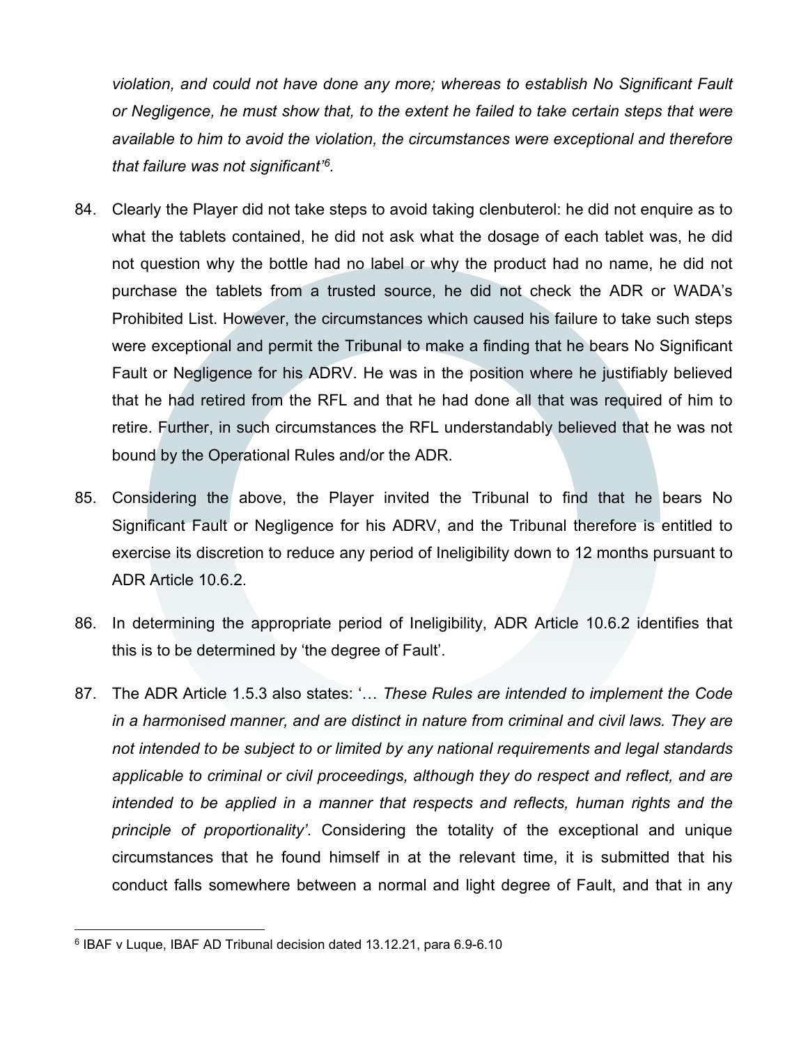*violation, and could not have done any more; whereas to establish No Significant Fault or Negligence, he must show that, to the extent he failed to take certain steps that were available to him to avoid the violation, the circumstances were exceptional and therefore that failure was not significant'*[6].

84. Clearly the Player did not take steps to avoid taking clenbuterol: he did not enquire as to what the tablets contained, he did not ask what the dosage of each tablet was, he did not question why the bottle had no label or why the product had no name, he did not purchase the tablets from a trusted source, he did not check the ADR or WADA's Prohibited List. However, the circumstances which caused his failure to take such steps were exceptional and permit the Tribunal to make a finding that he bears No Significant Fault or Negligence for his ADRV. He was in the position where he justifiably believed that he had retired from the RFL and that he had done all that was required of him to retire. Further, in such circumstances the RFL understandably believed that he was not bound by the Operational Rules and/or the ADR.

85. Considering the above, the Player invited the Tribunal to find that he bears No Significant Fault or Negligence for his ADRV, and the Tribunal therefore is entitled to exercise its discretion to reduce any period of Ineligibility down to 12 months pursuant to ADR Article 10.6.2.

86. In determining the appropriate period of Ineligibility, ADR Article 10.6.2 identifies that this is to be determined by 'the degree of Fault'.

87. The ADR Article 1.5.3 also states: '… *These Rules are intended to implement the Code in a harmonised manner, and are distinct in nature from criminal and civil laws. They are not intended to be subject to or limited by any national requirements and legal standards applicable to criminal or civil proceedings, although they do respect and reflect, and are intended to be applied in a manner that respects and reflects, human rights and the principle of proportionality'*. Considering the totality of the exceptional and unique circumstances that he found himself in at the relevant time, it is submitted that his conduct falls somewhere between a normal and light degree of Fault, and that in any

---

[6] IBAF v Luque, IBAF AD Tribunal decision dated 13.12.21, para 6.9-6.10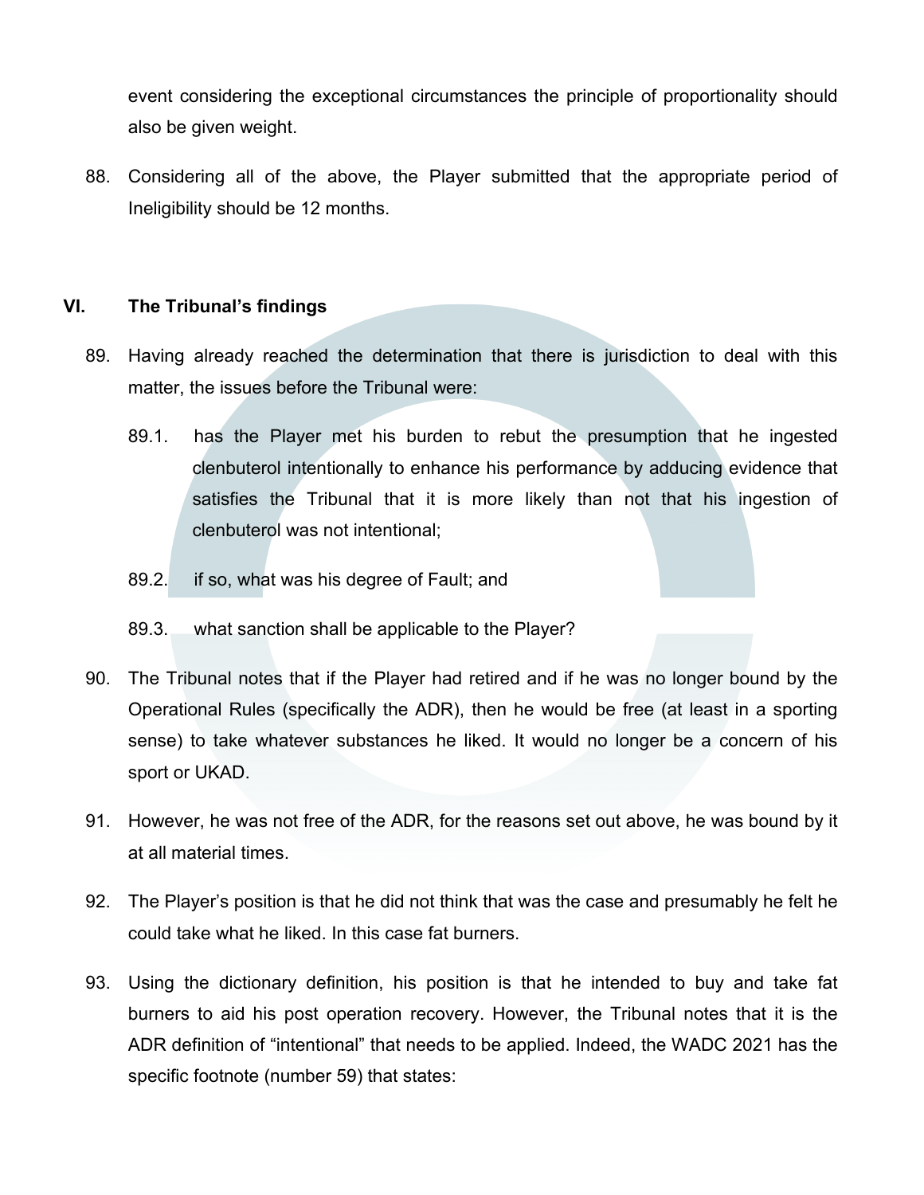event considering the exceptional circumstances the principle of proportionality should also be given weight.

88. Considering all of the above, the Player submitted that the appropriate period of Ineligibility should be 12 months.

## VI. The Tribunal's findings

89. Having already reached the determination that there is jurisdiction to deal with this matter, the issues before the Tribunal were:

    89.1. has the Player met his burden to rebut the presumption that he ingested clenbuterol intentionally to enhance his performance by adducing evidence that satisfies the Tribunal that it is more likely than not that his ingestion of clenbuterol was not intentional;

    89.2. if so, what was his degree of Fault; and

    89.3. what sanction shall be applicable to the Player?

90. The Tribunal notes that if the Player had retired and if he was no longer bound by the Operational Rules (specifically the ADR), then he would be free (at least in a sporting sense) to take whatever substances he liked. It would no longer be a concern of his sport or UKAD.

91. However, he was not free of the ADR, for the reasons set out above, he was bound by it at all material times.

92. The Player's position is that he did not think that was the case and presumably he felt he could take what he liked. In this case fat burners.

93. Using the dictionary definition, his position is that he intended to buy and take fat burners to aid his post operation recovery. However, the Tribunal notes that it is the ADR definition of "intentional" that needs to be applied. Indeed, the WADC 2021 has the specific footnote (number 59) that states: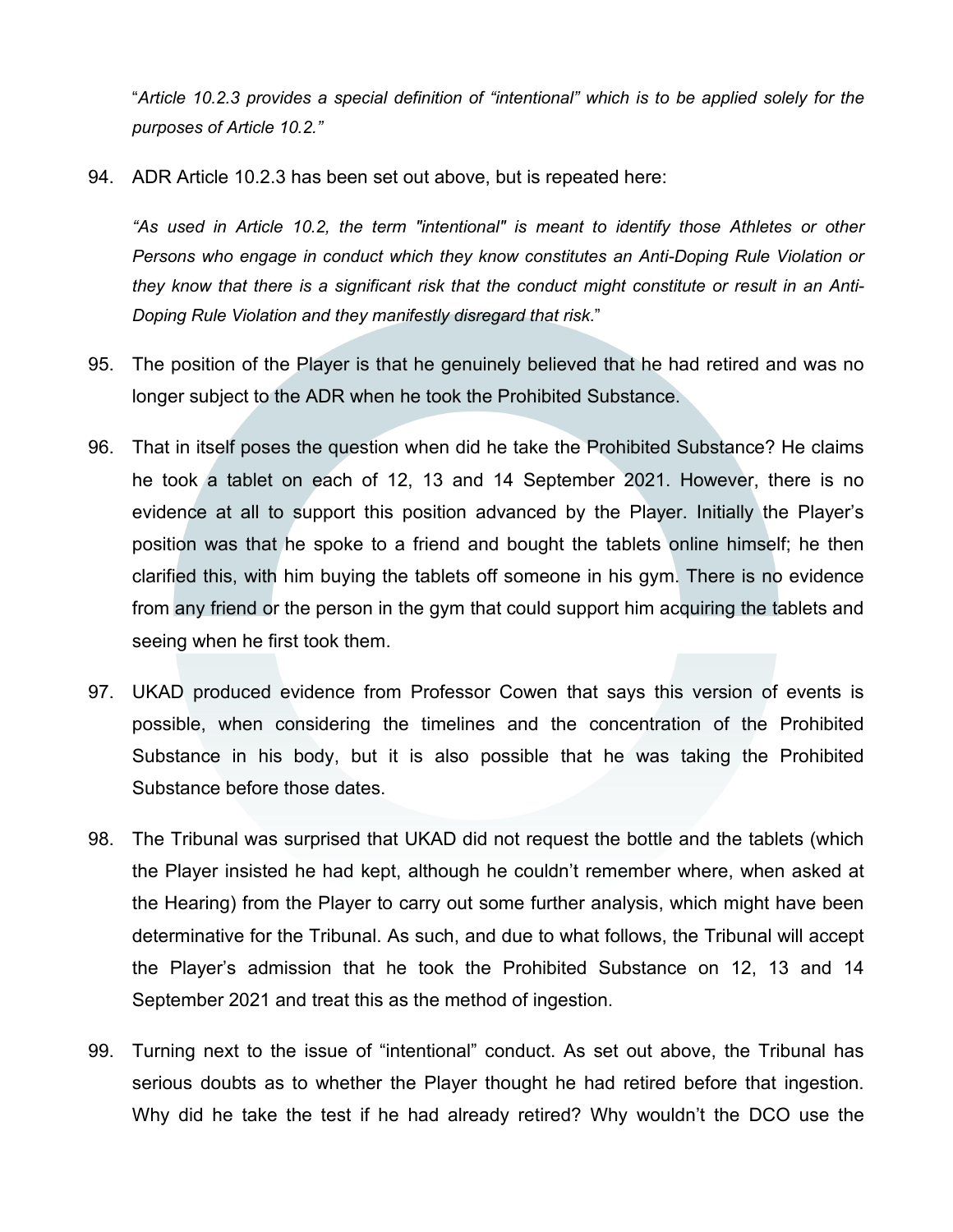"*Article 10.2.3 provides a special definition of "intentional" which is to be applied solely for the purposes of Article 10.2."*

94. ADR Article 10.2.3 has been set out above, but is repeated here:

    *"As used in Article 10.2, the term "intentional" is meant to identify those Athletes or other Persons who engage in conduct which they know constitutes an Anti-Doping Rule Violation or they know that there is a significant risk that the conduct might constitute or result in an Anti-Doping Rule Violation and they manifestly disregard that risk*."

95. The position of the Player is that he genuinely believed that he had retired and was no longer subject to the ADR when he took the Prohibited Substance.

96. That in itself poses the question when did he take the Prohibited Substance? He claims he took a tablet on each of 12, 13 and 14 September 2021. However, there is no evidence at all to support this position advanced by the Player. Initially the Player's position was that he spoke to a friend and bought the tablets online himself; he then clarified this, with him buying the tablets off someone in his gym. There is no evidence from any friend or the person in the gym that could support him acquiring the tablets and seeing when he first took them.

97. UKAD produced evidence from Professor Cowen that says this version of events is possible, when considering the timelines and the concentration of the Prohibited Substance in his body, but it is also possible that he was taking the Prohibited Substance before those dates.

98. The Tribunal was surprised that UKAD did not request the bottle and the tablets (which the Player insisted he had kept, although he couldn't remember where, when asked at the Hearing) from the Player to carry out some further analysis, which might have been determinative for the Tribunal. As such, and due to what follows, the Tribunal will accept the Player's admission that he took the Prohibited Substance on 12, 13 and 14 September 2021 and treat this as the method of ingestion.

99. Turning next to the issue of "intentional" conduct. As set out above, the Tribunal has serious doubts as to whether the Player thought he had retired before that ingestion. Why did he take the test if he had already retired? Why wouldn't the DCO use the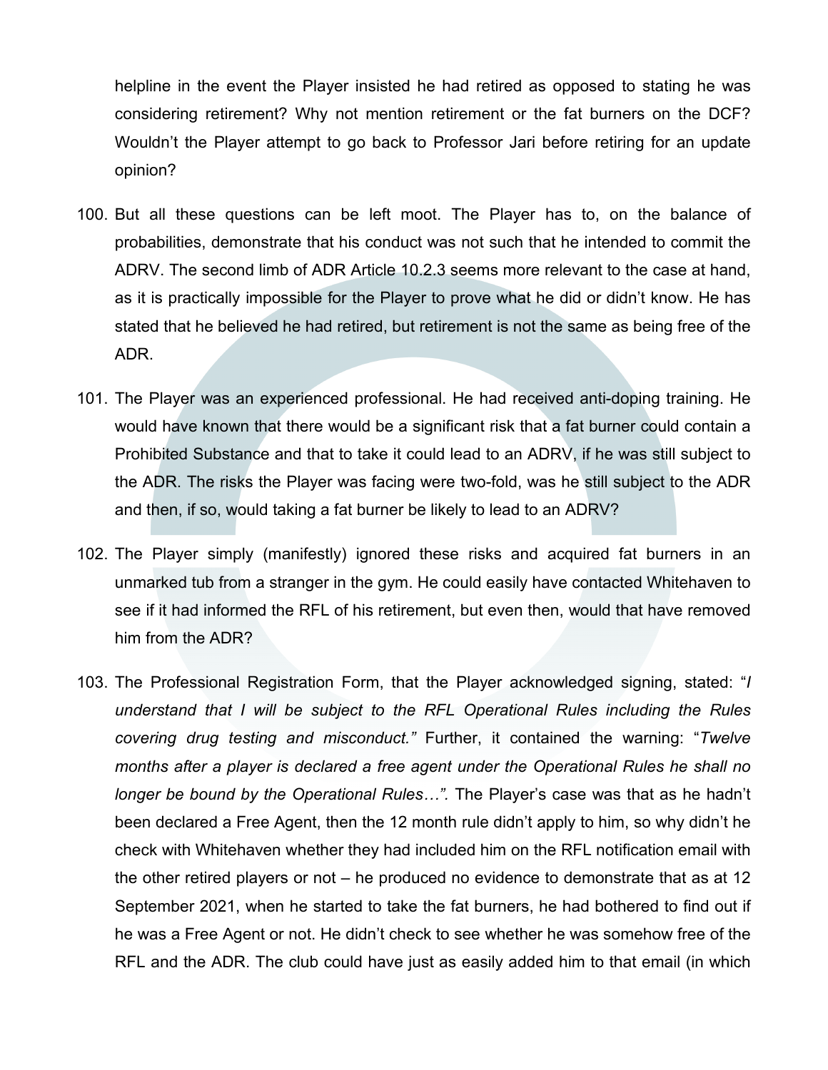helpline in the event the Player insisted he had retired as opposed to stating he was considering retirement? Why not mention retirement or the fat burners on the DCF? Wouldn't the Player attempt to go back to Professor Jari before retiring for an update opinion?

100. But all these questions can be left moot. The Player has to, on the balance of probabilities, demonstrate that his conduct was not such that he intended to commit the ADRV. The second limb of ADR Article 10.2.3 seems more relevant to the case at hand, as it is practically impossible for the Player to prove what he did or didn't know. He has stated that he believed he had retired, but retirement is not the same as being free of the ADR.

101. The Player was an experienced professional. He had received anti-doping training. He would have known that there would be a significant risk that a fat burner could contain a Prohibited Substance and that to take it could lead to an ADRV, if he was still subject to the ADR. The risks the Player was facing were two-fold, was he still subject to the ADR and then, if so, would taking a fat burner be likely to lead to an ADRV?

102. The Player simply (manifestly) ignored these risks and acquired fat burners in an unmarked tub from a stranger in the gym. He could easily have contacted Whitehaven to see if it had informed the RFL of his retirement, but even then, would that have removed him from the ADR?

103. The Professional Registration Form, that the Player acknowledged signing, stated: "*I understand that I will be subject to the RFL Operational Rules including the Rules covering drug testing and misconduct.*" Further, it contained the warning: "*Twelve months after a player is declared a free agent under the Operational Rules he shall no longer be bound by the Operational Rules…".* The Player's case was that as he hadn't been declared a Free Agent, then the 12 month rule didn't apply to him, so why didn't he check with Whitehaven whether they had included him on the RFL notification email with the other retired players or not – he produced no evidence to demonstrate that as at 12 September 2021, when he started to take the fat burners, he had bothered to find out if he was a Free Agent or not. He didn't check to see whether he was somehow free of the RFL and the ADR. The club could have just as easily added him to that email (in which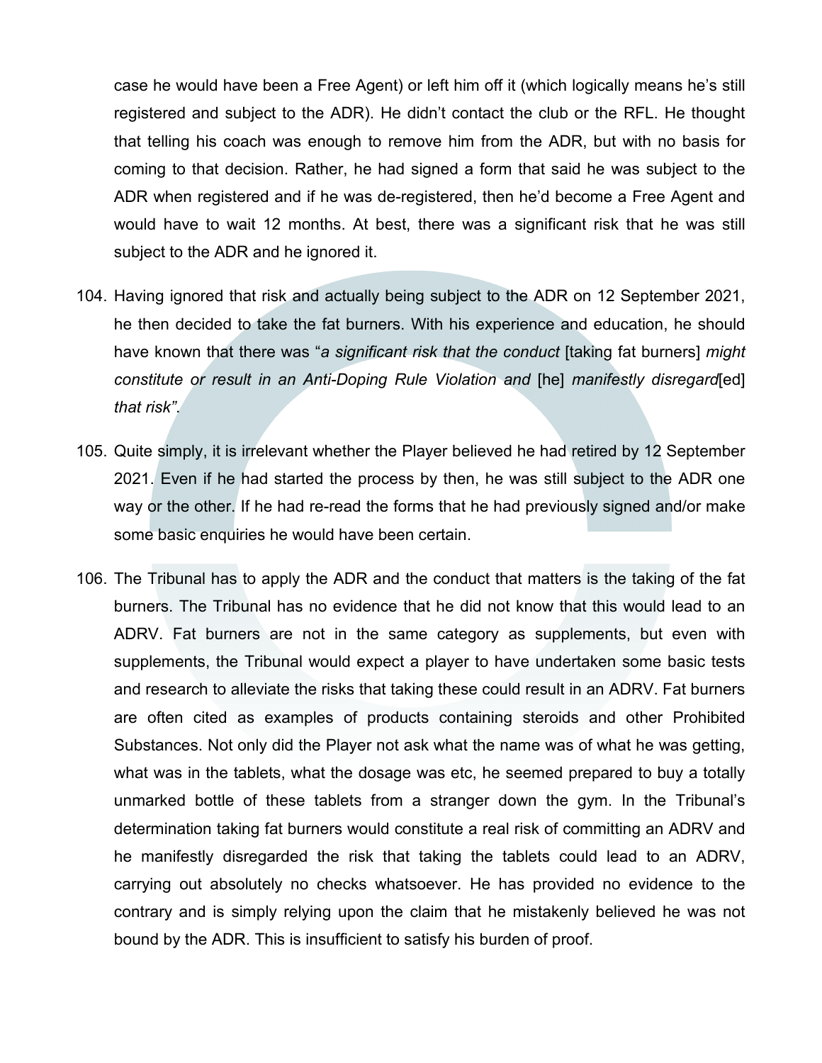case he would have been a Free Agent) or left him off it (which logically means he's still registered and subject to the ADR). He didn't contact the club or the RFL. He thought that telling his coach was enough to remove him from the ADR, but with no basis for coming to that decision. Rather, he had signed a form that said he was subject to the ADR when registered and if he was de-registered, then he'd become a Free Agent and would have to wait 12 months. At best, there was a significant risk that he was still subject to the ADR and he ignored it.

104. Having ignored that risk and actually being subject to the ADR on 12 September 2021, he then decided to take the fat burners. With his experience and education, he should have known that there was "*a significant risk that the conduct* [taking fat burners] *might constitute or result in an Anti-Doping Rule Violation and* [he] *manifestly disregard*[ed] *that risk"*.

105. Quite simply, it is irrelevant whether the Player believed he had retired by 12 September 2021. Even if he had started the process by then, he was still subject to the ADR one way or the other. If he had re-read the forms that he had previously signed and/or make some basic enquiries he would have been certain.

106. The Tribunal has to apply the ADR and the conduct that matters is the taking of the fat burners. The Tribunal has no evidence that he did not know that this would lead to an ADRV. Fat burners are not in the same category as supplements, but even with supplements, the Tribunal would expect a player to have undertaken some basic tests and research to alleviate the risks that taking these could result in an ADRV. Fat burners are often cited as examples of products containing steroids and other Prohibited Substances. Not only did the Player not ask what the name was of what he was getting, what was in the tablets, what the dosage was etc, he seemed prepared to buy a totally unmarked bottle of these tablets from a stranger down the gym. In the Tribunal's determination taking fat burners would constitute a real risk of committing an ADRV and he manifestly disregarded the risk that taking the tablets could lead to an ADRV, carrying out absolutely no checks whatsoever. He has provided no evidence to the contrary and is simply relying upon the claim that he mistakenly believed he was not bound by the ADR. This is insufficient to satisfy his burden of proof.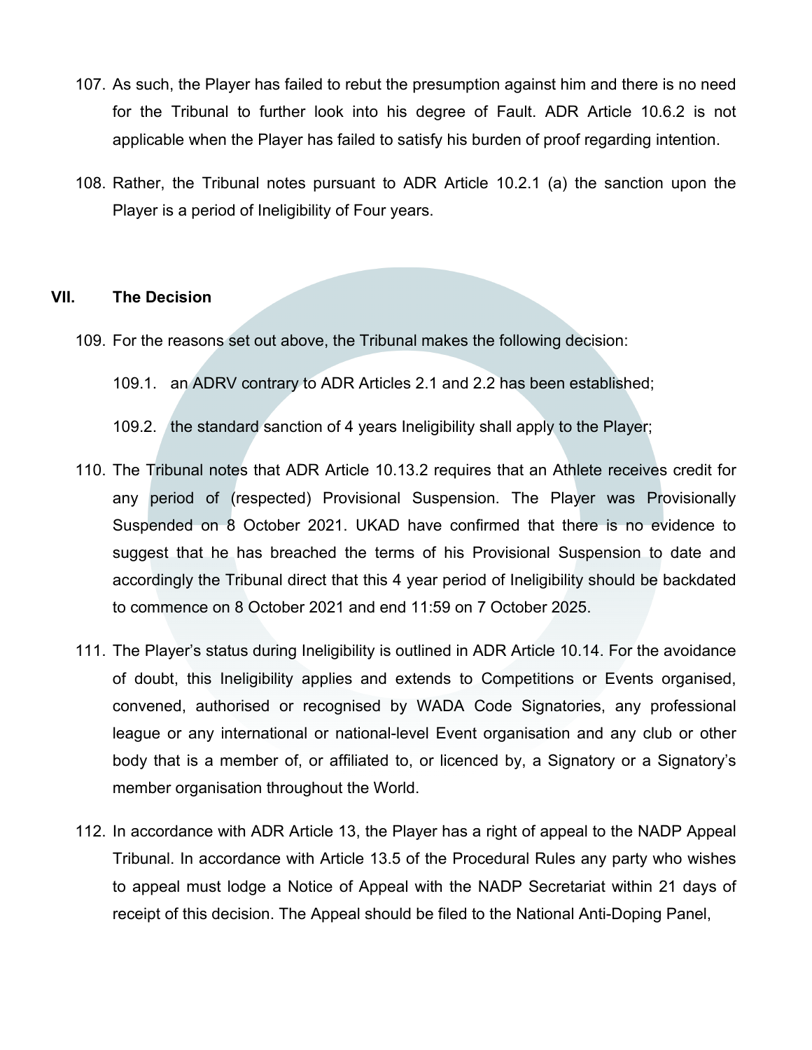107. As such, the Player has failed to rebut the presumption against him and there is no need for the Tribunal to further look into his degree of Fault. ADR Article 10.6.2 is not applicable when the Player has failed to satisfy his burden of proof regarding intention.

108. Rather, the Tribunal notes pursuant to ADR Article 10.2.1 (a) the sanction upon the Player is a period of Ineligibility of Four years.

## VII. The Decision

109. For the reasons set out above, the Tribunal makes the following decision:

    109.1. an ADRV contrary to ADR Articles 2.1 and 2.2 has been established;

    109.2. the standard sanction of 4 years Ineligibility shall apply to the Player;

110. The Tribunal notes that ADR Article 10.13.2 requires that an Athlete receives credit for any period of (respected) Provisional Suspension. The Player was Provisionally Suspended on 8 October 2021. UKAD have confirmed that there is no evidence to suggest that he has breached the terms of his Provisional Suspension to date and accordingly the Tribunal direct that this 4 year period of Ineligibility should be backdated to commence on 8 October 2021 and end 11:59 on 7 October 2025.

111. The Player's status during Ineligibility is outlined in ADR Article 10.14. For the avoidance of doubt, this Ineligibility applies and extends to Competitions or Events organised, convened, authorised or recognised by WADA Code Signatories, any professional league or any international or national-level Event organisation and any club or other body that is a member of, or affiliated to, or licenced by, a Signatory or a Signatory's member organisation throughout the World.

112. In accordance with ADR Article 13, the Player has a right of appeal to the NADP Appeal Tribunal. In accordance with Article 13.5 of the Procedural Rules any party who wishes to appeal must lodge a Notice of Appeal with the NADP Secretariat within 21 days of receipt of this decision. The Appeal should be filed to the National Anti-Doping Panel,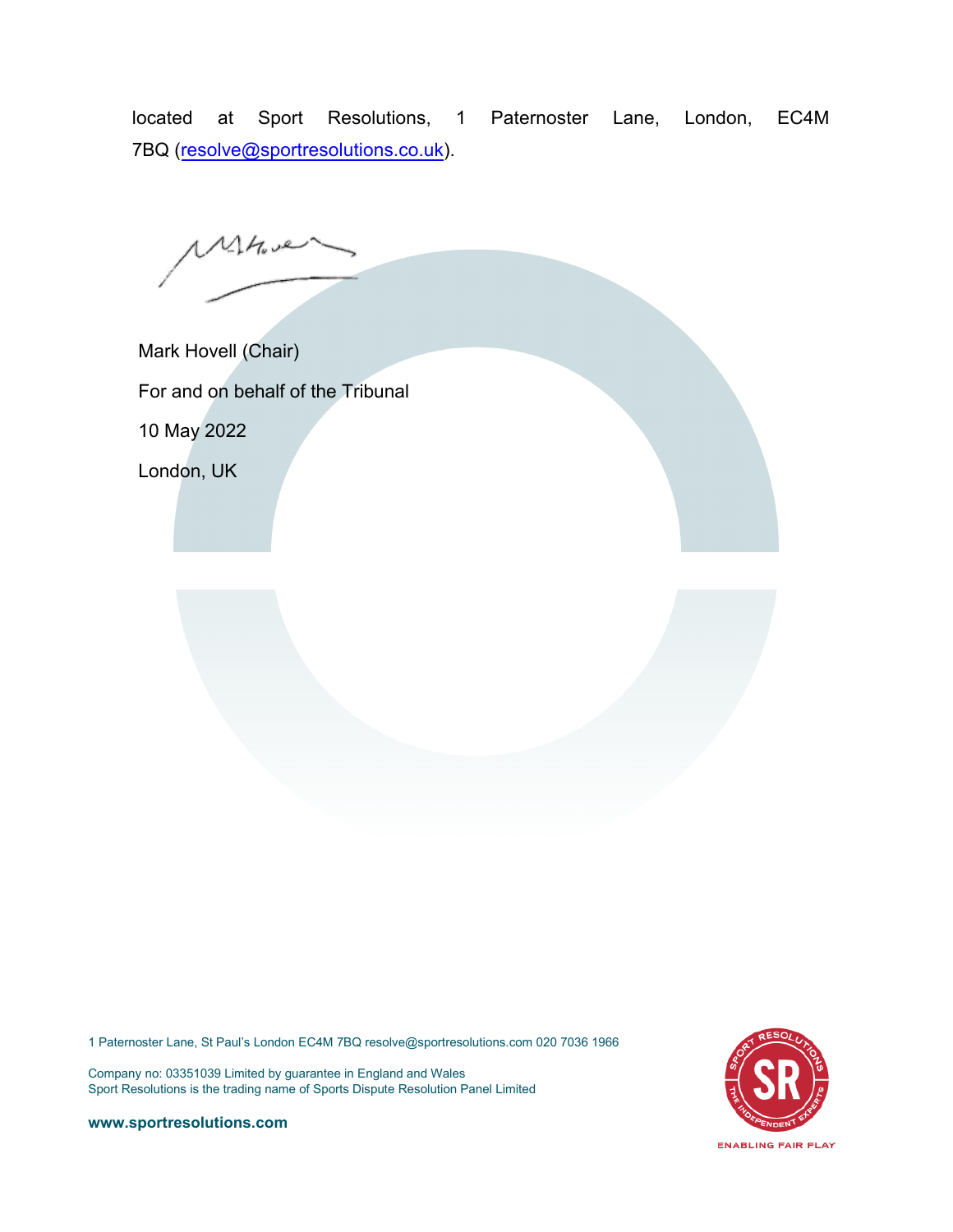located at Sport Resolutions, 1 Paternoster Lane, London, EC4M 7BQ (resolve@sportresolutions.co.uk).

Mark Hovell (Chair)

For and on behalf of the Tribunal

10 May 2022

London, UK